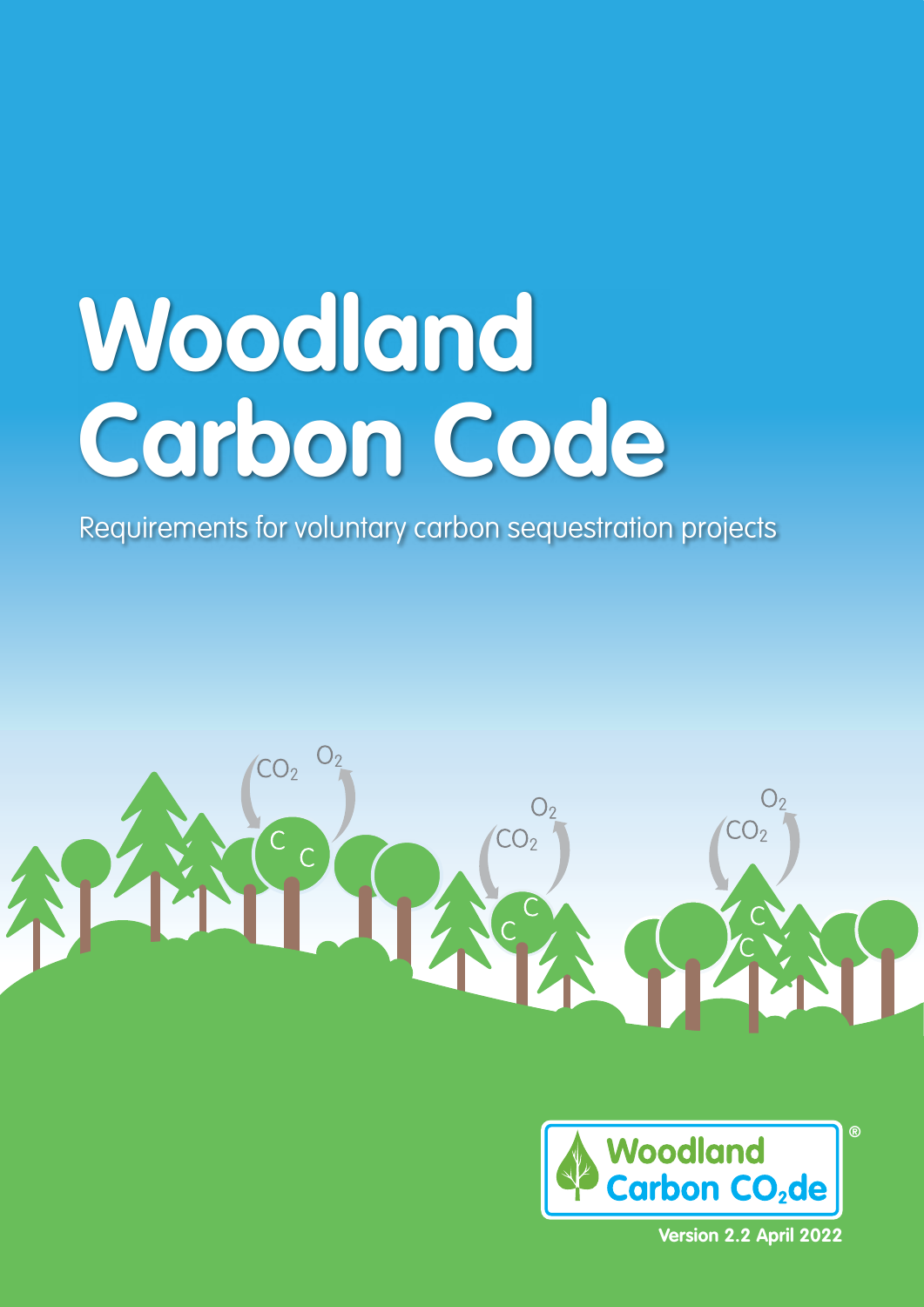# Woodland Carbon Code

Requirements for voluntary carbon sequestration projects

Woodland Carbon $CO_2$de

Version 2.2 April 2022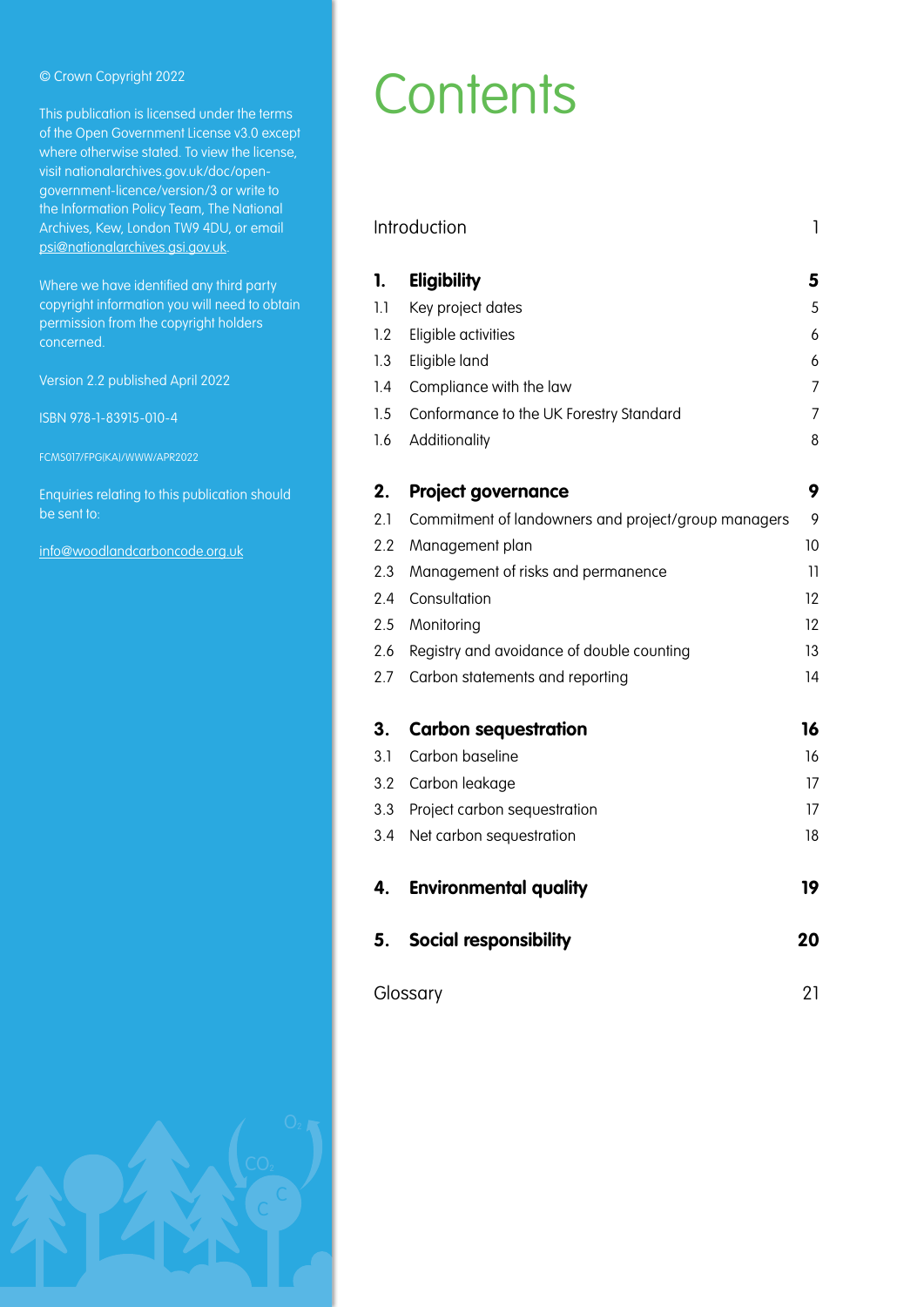© Crown Copyright 2022

This publication is licensed under the terms of the Open Government License v3.0 except where otherwise stated. To view the license, visit nationalarchives.gov.uk/doc/open-government-licence/version/3 or write to the Information Policy Team, The National Archives, Kew, London TW9 4DU, or email psi@nationalarchives.gsi.gov.uk.

Where we have identified any third party copyright information you will need to obtain permission from the copyright holders concerned.

Version 2.2 published April 2022

ISBN 978-1-83915-010-4

FCMS017/FPG(KA)/WWW/APR2022

Enquiries relating to this publication should be sent to:

info@woodlandcarboncode.org.uk

# Contents

| | | |
|---|---|---|
| Introduction | | 1 |
| **1.** | **Eligibility** | **5** |
| 1.1 | Key project dates | 5 |
| 1.2 | Eligible activities | 6 |
| 1.3 | Eligible land | 6 |
| 1.4 | Compliance with the law | 7 |
| 1.5 | Conformance to the UK Forestry Standard | 7 |
| 1.6 | Additionality | 8 |
| **2.** | **Project governance** | **9** |
| 2.1 | Commitment of landowners and project/group managers | 9 |
| 2.2 | Management plan | 10 |
| 2.3 | Management of risks and permanence | 11 |
| 2.4 | Consultation | 12 |
| 2.5 | Monitoring | 12 |
| 2.6 | Registry and avoidance of double counting | 13 |
| 2.7 | Carbon statements and reporting | 14 |
| **3.** | **Carbon sequestration** | **16** |
| 3.1 | Carbon baseline | 16 |
| 3.2 | Carbon leakage | 17 |
| 3.3 | Project carbon sequestration | 17 |
| 3.4 | Net carbon sequestration | 18 |
| **4.** | **Environmental quality** | **19** |
| **5.** | **Social responsibility** | **20** |
| Glossary | | 21 |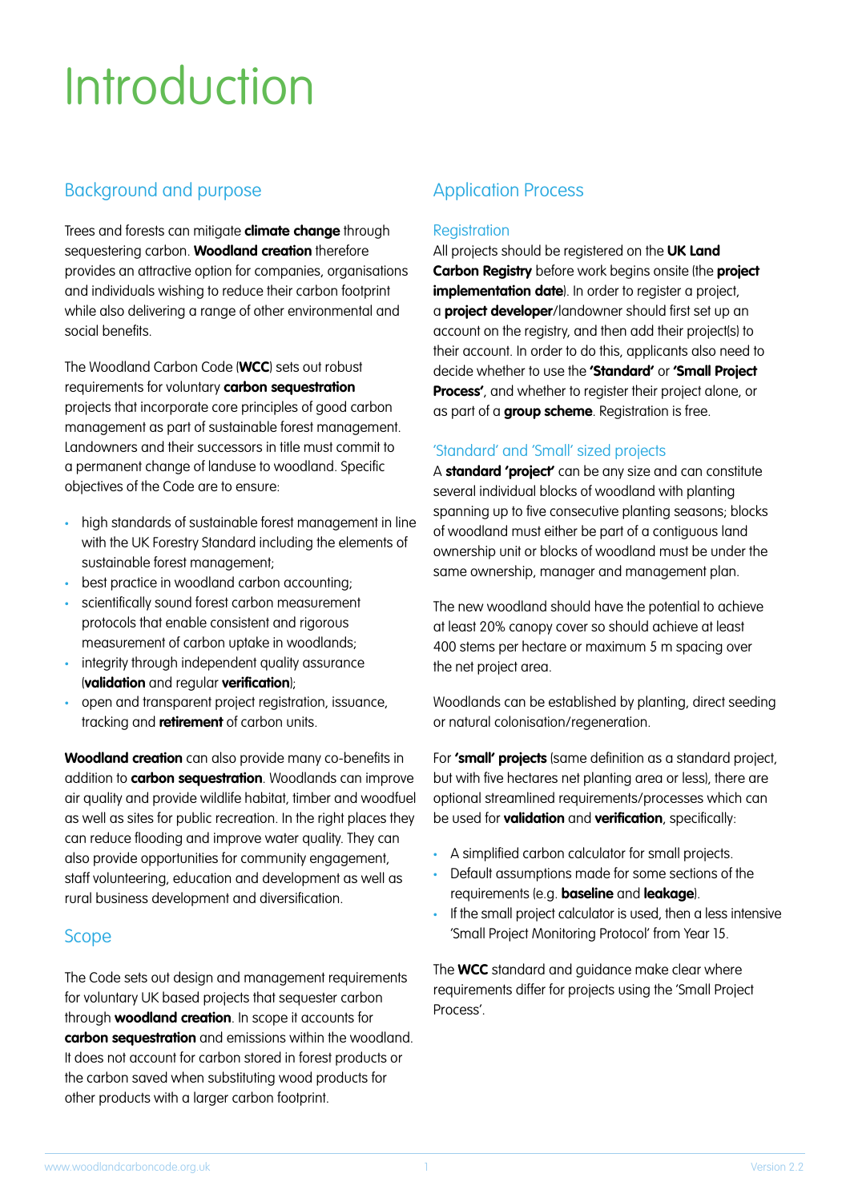# Introduction

## Background and purpose

Trees and forests can mitigate **climate change** through sequestering carbon. **Woodland creation** therefore provides an attractive option for companies, organisations and individuals wishing to reduce their carbon footprint while also delivering a range of other environmental and social benefits.

The Woodland Carbon Code (**WCC**) sets out robust requirements for voluntary **carbon sequestration** projects that incorporate core principles of good carbon management as part of sustainable forest management. Landowners and their successors in title must commit to a permanent change of landuse to woodland. Specific objectives of the Code are to ensure:

- high standards of sustainable forest management in line with the UK Forestry Standard including the elements of sustainable forest management;
- best practice in woodland carbon accounting;
- scientifically sound forest carbon measurement protocols that enable consistent and rigorous measurement of carbon uptake in woodlands;
- integrity through independent quality assurance (**validation** and regular **verification**);
- open and transparent project registration, issuance, tracking and **retirement** of carbon units.

**Woodland creation** can also provide many co-benefits in addition to **carbon sequestration**. Woodlands can improve air quality and provide wildlife habitat, timber and woodfuel as well as sites for public recreation. In the right places they can reduce flooding and improve water quality. They can also provide opportunities for community engagement, staff volunteering, education and development as well as rural business development and diversification.

## Scope

The Code sets out design and management requirements for voluntary UK based projects that sequester carbon through **woodland creation**. In scope it accounts for **carbon sequestration** and emissions within the woodland. It does not account for carbon stored in forest products or the carbon saved when substituting wood products for other products with a larger carbon footprint.

## Application Process

### Registration

All projects should be registered on the **UK Land Carbon Registry** before work begins onsite (the **project implementation date**). In order to register a project, a **project developer**/landowner should first set up an account on the registry, and then add their project(s) to their account. In order to do this, applicants also need to decide whether to use the **'Standard'** or **'Small Project Process'**, and whether to register their project alone, or as part of a **group scheme**. Registration is free.

### 'Standard' and 'Small' sized projects

A **standard 'project'** can be any size and can constitute several individual blocks of woodland with planting spanning up to five consecutive planting seasons; blocks of woodland must either be part of a contiguous land ownership unit or blocks of woodland must be under the same ownership, manager and management plan.

The new woodland should have the potential to achieve at least 20% canopy cover so should achieve at least 400 stems per hectare or maximum 5 m spacing over the net project area.

Woodlands can be established by planting, direct seeding or natural colonisation/regeneration.

For **'small' projects** (same definition as a standard project, but with five hectares net planting area or less), there are optional streamlined requirements/processes which can be used for **validation** and **verification**, specifically:

- A simplified carbon calculator for small projects.
- Default assumptions made for some sections of the requirements (e.g. **baseline** and **leakage**).
- If the small project calculator is used, then a less intensive 'Small Project Monitoring Protocol' from Year 15.

The **WCC** standard and guidance make clear where requirements differ for projects using the 'Small Project Process'.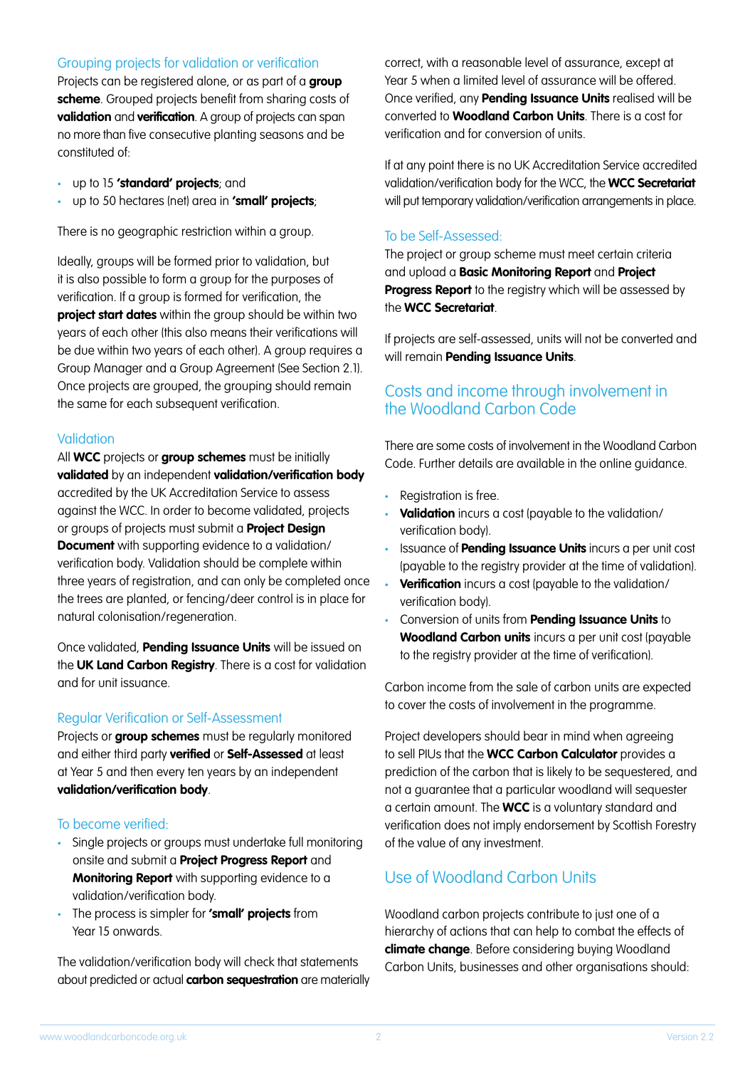### Grouping projects for validation or verification

Projects can be registered alone, or as part of a **group scheme**. Grouped projects benefit from sharing costs of **validation** and **verification**. A group of projects can span no more than five consecutive planting seasons and be constituted of:

- up to 15 **'standard' projects**; and
- up to 50 hectares (net) area in **'small' projects**;

There is no geographic restriction within a group.

Ideally, groups will be formed prior to validation, but it is also possible to form a group for the purposes of verification. If a group is formed for verification, the **project start dates** within the group should be within two years of each other (this also means their verifications will be due within two years of each other). A group requires a Group Manager and a Group Agreement (See Section 2.1). Once projects are grouped, the grouping should remain the same for each subsequent verification.

### Validation

All **WCC** projects or **group schemes** must be initially **validated** by an independent **validation/verification body** accredited by the UK Accreditation Service to assess against the WCC. In order to become validated, projects or groups of projects must submit a **Project Design Document** with supporting evidence to a validation/verification body. Validation should be complete within three years of registration, and can only be completed once the trees are planted, or fencing/deer control is in place for natural colonisation/regeneration.

Once validated, **Pending Issuance Units** will be issued on the **UK Land Carbon Registry**. There is a cost for validation and for unit issuance.

### Regular Verification or Self-Assessment

Projects or **group schemes** must be regularly monitored and either third party **verified** or **Self-Assessed** at least at Year 5 and then every ten years by an independent **validation/verification body**.

### To become verified:

- Single projects or groups must undertake full monitoring onsite and submit a **Project Progress Report** and **Monitoring Report** with supporting evidence to a validation/verification body.
- The process is simpler for **'small' projects** from Year 15 onwards.

The validation/verification body will check that statements about predicted or actual **carbon sequestration** are materially correct, with a reasonable level of assurance, except at Year 5 when a limited level of assurance will be offered. Once verified, any **Pending Issuance Units** realised will be converted to **Woodland Carbon Units**. There is a cost for verification and for conversion of units.

If at any point there is no UK Accreditation Service accredited validation/verification body for the WCC, the **WCC Secretariat** will put temporary validation/verification arrangements in place.

### To be Self-Assessed:

The project or group scheme must meet certain criteria and upload a **Basic Monitoring Report** and **Project Progress Report** to the registry which will be assessed by the **WCC Secretariat**.

If projects are self-assessed, units will not be converted and will remain **Pending Issuance Units**.

## Costs and income through involvement in the Woodland Carbon Code

There are some costs of involvement in the Woodland Carbon Code. Further details are available in the online guidance.

- Registration is free.
- **Validation** incurs a cost (payable to the validation/verification body).
- Issuance of **Pending Issuance Units** incurs a per unit cost (payable to the registry provider at the time of validation).
- **Verification** incurs a cost (payable to the validation/verification body).
- Conversion of units from **Pending Issuance Units** to **Woodland Carbon units** incurs a per unit cost (payable to the registry provider at the time of verification).

Carbon income from the sale of carbon units are expected to cover the costs of involvement in the programme.

Project developers should bear in mind when agreeing to sell PIUs that the **WCC Carbon Calculator** provides a prediction of the carbon that is likely to be sequestered, and not a guarantee that a particular woodland will sequester a certain amount. The **WCC** is a voluntary standard and verification does not imply endorsement by Scottish Forestry of the value of any investment.

## Use of Woodland Carbon Units

Woodland carbon projects contribute to just one of a hierarchy of actions that can help to combat the effects of **climate change**. Before considering buying Woodland Carbon Units, businesses and other organisations should: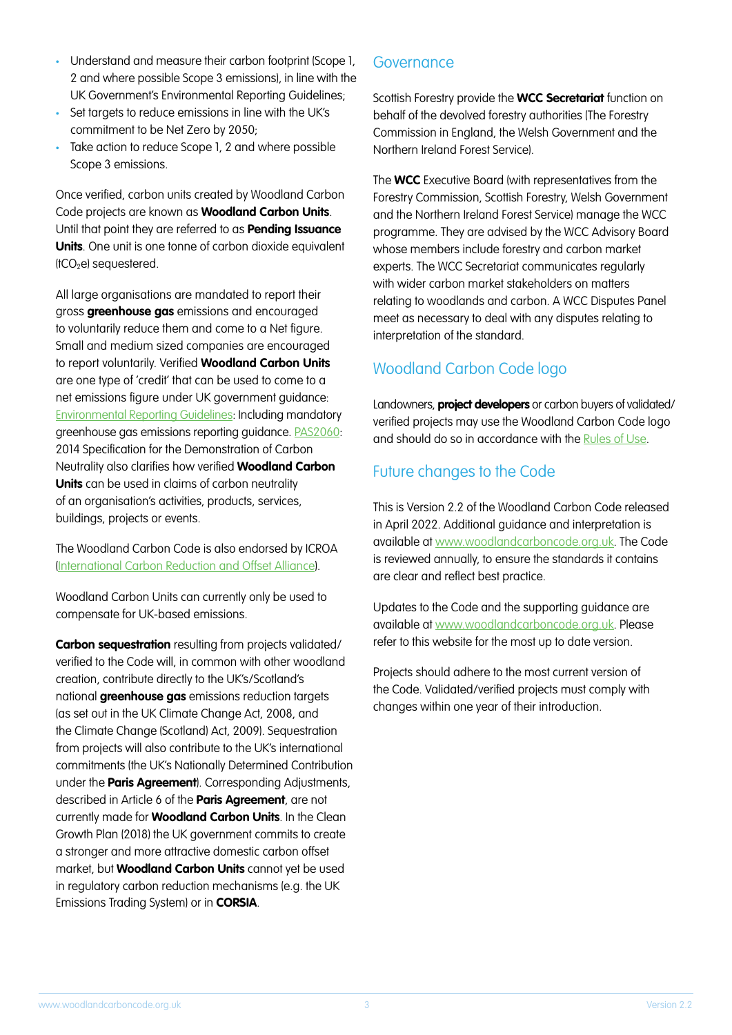- Understand and measure their carbon footprint (Scope 1, 2 and where possible Scope 3 emissions), in line with the UK Government's Environmental Reporting Guidelines;
- Set targets to reduce emissions in line with the UK's commitment to be Net Zero by 2050;
- Take action to reduce Scope 1, 2 and where possible Scope 3 emissions.

Once verified, carbon units created by Woodland Carbon Code projects are known as **Woodland Carbon Units**. Until that point they are referred to as **Pending Issuance Units**. One unit is one tonne of carbon dioxide equivalent ($tCO_2e$) sequestered.

All large organisations are mandated to report their gross **greenhouse gas** emissions and encouraged to voluntarily reduce them and come to a Net figure. Small and medium sized companies are encouraged to report voluntarily. Verified **Woodland Carbon Units** are one type of 'credit' that can be used to come to a net emissions figure under UK government guidance: Environmental Reporting Guidelines: Including mandatory greenhouse gas emissions reporting guidance. PAS2060: 2014 Specification for the Demonstration of Carbon Neutrality also clarifies how verified **Woodland Carbon Units** can be used in claims of carbon neutrality of an organisation's activities, products, services, buildings, projects or events.

The Woodland Carbon Code is also endorsed by ICROA (International Carbon Reduction and Offset Alliance).

Woodland Carbon Units can currently only be used to compensate for UK-based emissions.

**Carbon sequestration** resulting from projects validated/verified to the Code will, in common with other woodland creation, contribute directly to the UK's/Scotland's national **greenhouse gas** emissions reduction targets (as set out in the UK Climate Change Act, 2008, and the Climate Change (Scotland) Act, 2009). Sequestration from projects will also contribute to the UK's international commitments (the UK's Nationally Determined Contribution under the **Paris Agreement**). Corresponding Adjustments, described in Article 6 of the **Paris Agreement**, are not currently made for **Woodland Carbon Units**. In the Clean Growth Plan (2018) the UK government commits to create a stronger and more attractive domestic carbon offset market, but **Woodland Carbon Units** cannot yet be used in regulatory carbon reduction mechanisms (e.g. the UK Emissions Trading System) or in **CORSIA**.

## Governance

Scottish Forestry provide the **WCC Secretariat** function on behalf of the devolved forestry authorities (The Forestry Commission in England, the Welsh Government and the Northern Ireland Forest Service).

The **WCC** Executive Board (with representatives from the Forestry Commission, Scottish Forestry, Welsh Government and the Northern Ireland Forest Service) manage the WCC programme. They are advised by the WCC Advisory Board whose members include forestry and carbon market experts. The WCC Secretariat communicates regularly with wider carbon market stakeholders on matters relating to woodlands and carbon. A WCC Disputes Panel meet as necessary to deal with any disputes relating to interpretation of the standard.

## Woodland Carbon Code logo

Landowners, **project developers** or carbon buyers of validated/verified projects may use the Woodland Carbon Code logo and should do so in accordance with the Rules of Use.

## Future changes to the Code

This is Version 2.2 of the Woodland Carbon Code released in April 2022. Additional guidance and interpretation is available at www.woodlandcarboncode.org.uk. The Code is reviewed annually, to ensure the standards it contains are clear and reflect best practice.

Updates to the Code and the supporting guidance are available at www.woodlandcarboncode.org.uk. Please refer to this website for the most up to date version.

Projects should adhere to the most current version of the Code. Validated/verified projects must comply with changes within one year of their introduction.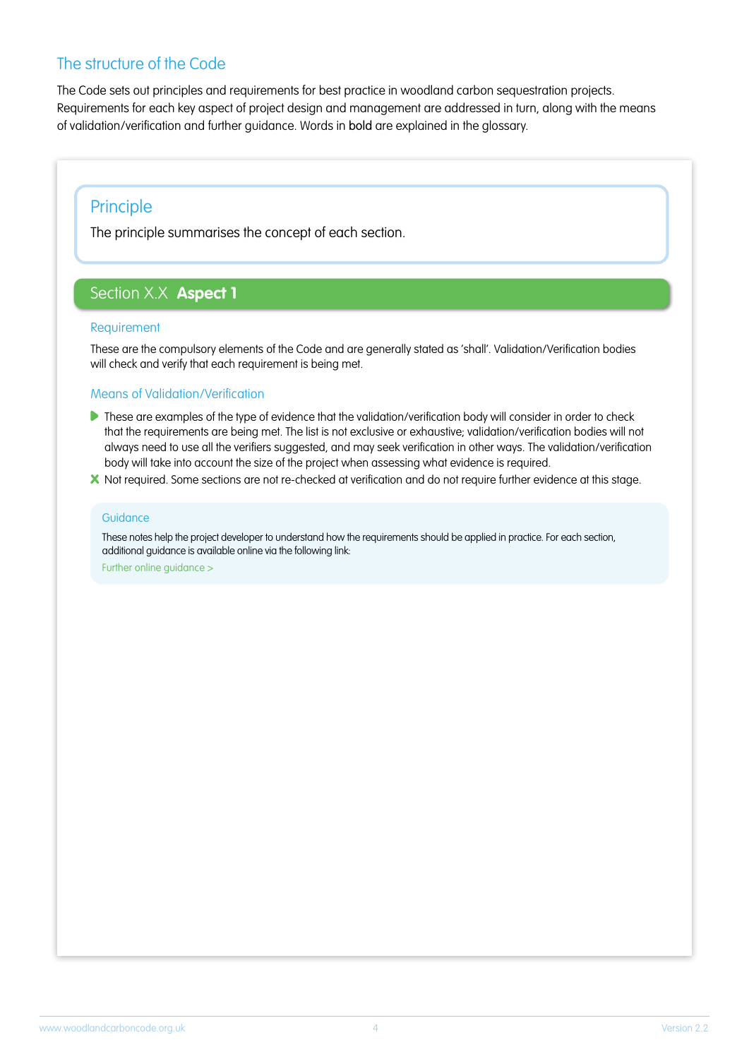## The structure of the Code

The Code sets out principles and requirements for best practice in woodland carbon sequestration projects. Requirements for each key aspect of project design and management are addressed in turn, along with the means of validation/verification and further guidance. Words in **bold** are explained in the glossary.

### Principle

The principle summarises the concept of each section.

### Section X.X **Aspect 1**

#### Requirement

These are the compulsory elements of the Code and are generally stated as 'shall'. Validation/Verification bodies will check and verify that each requirement is being met.

#### Means of Validation/Verification

- These are examples of the type of evidence that the validation/verification body will consider in order to check that the requirements are being met. The list is not exclusive or exhaustive; validation/verification bodies will not always need to use all the verifiers suggested, and may seek verification in other ways. The validation/verification body will take into account the size of the project when assessing what evidence is required.
- ✗ Not required. Some sections are not re-checked at verification and do not require further evidence at this stage.

#### Guidance

These notes help the project developer to understand how the requirements should be applied in practice. For each section, additional guidance is available online via the following link:

Further online guidance >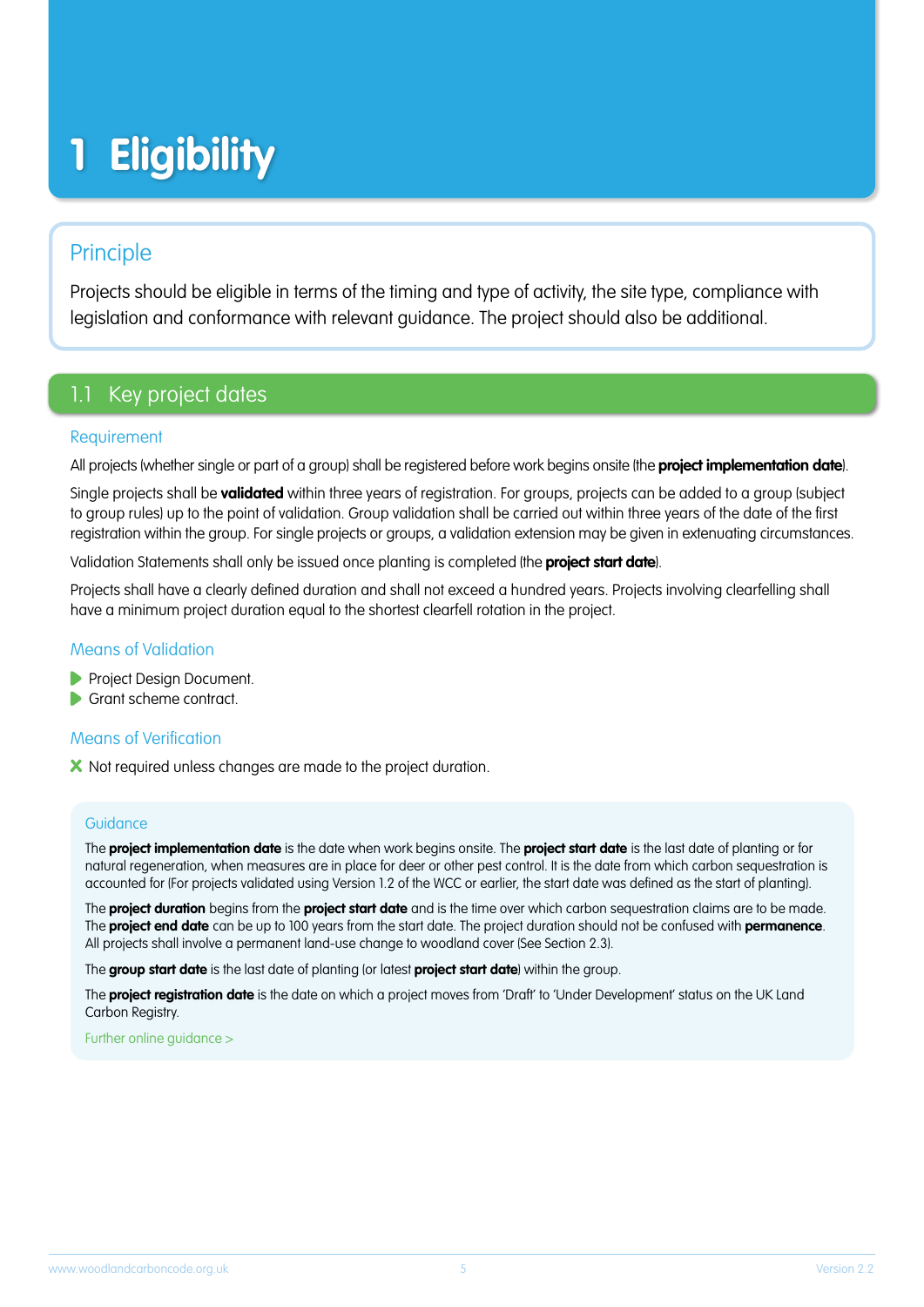# 1 Eligibility

## Principle

Projects should be eligible in terms of the timing and type of activity, the site type, compliance with legislation and conformance with relevant guidance. The project should also be additional.

## 1.1 Key project dates

### Requirement

All projects (whether single or part of a group) shall be registered before work begins onsite (the **project implementation date**).

Single projects shall be **validated** within three years of registration. For groups, projects can be added to a group (subject to group rules) up to the point of validation. Group validation shall be carried out within three years of the date of the first registration within the group. For single projects or groups, a validation extension may be given in extenuating circumstances.

Validation Statements shall only be issued once planting is completed (the **project start date**).

Projects shall have a clearly defined duration and shall not exceed a hundred years. Projects involving clearfelling shall have a minimum project duration equal to the shortest clearfell rotation in the project.

### Means of Validation

- Project Design Document.
- Grant scheme contract.

### Means of Verification

- ✗ Not required unless changes are made to the project duration.

### Guidance

The **project implementation date** is the date when work begins onsite. The **project start date** is the last date of planting or for natural regeneration, when measures are in place for deer or other pest control. It is the date from which carbon sequestration is accounted for (For projects validated using Version 1.2 of the WCC or earlier, the start date was defined as the start of planting).

The **project duration** begins from the **project start date** and is the time over which carbon sequestration claims are to be made. The **project end date** can be up to 100 years from the start date. The project duration should not be confused with **permanence**. All projects shall involve a permanent land-use change to woodland cover (See Section 2.3).

The **group start date** is the last date of planting (or latest **project start date**) within the group.

The **project registration date** is the date on which a project moves from 'Draft' to 'Under Development' status on the UK Land Carbon Registry.

Further online guidance >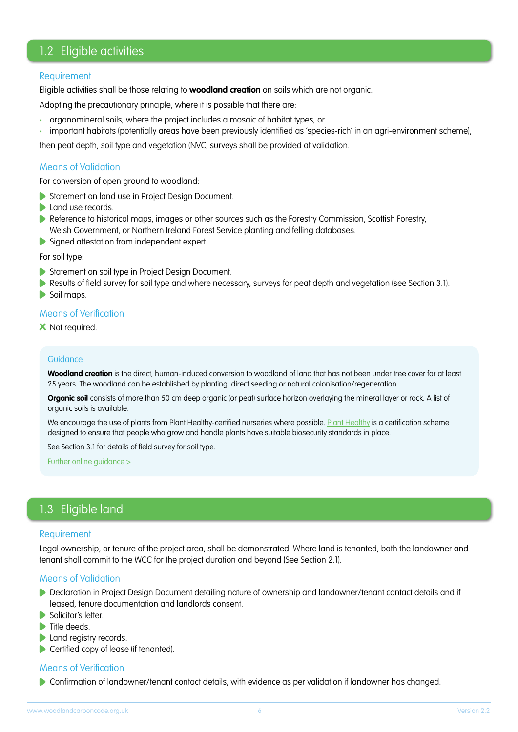## 1.2 Eligible activities

### Requirement

Eligible activities shall be those relating to **woodland creation** on soils which are not organic.

Adopting the precautionary principle, where it is possible that there are:

- organomineral soils, where the project includes a mosaic of habitat types, or
- important habitats (potentially areas have been previously identified as 'species-rich' in an agri-environment scheme),

then peat depth, soil type and vegetation (NVC) surveys shall be provided at validation.

### Means of Validation

For conversion of open ground to woodland:

- Statement on land use in Project Design Document.
- Land use records.
- Reference to historical maps, images or other sources such as the Forestry Commission, Scottish Forestry, Welsh Government, or Northern Ireland Forest Service planting and felling databases.
- Signed attestation from independent expert.

For soil type:

- Statement on soil type in Project Design Document.
- Results of field survey for soil type and where necessary, surveys for peat depth and vegetation (see Section 3.1).
- Soil maps.

### Means of Verification

✗ Not required.

> **Guidance**
>
> **Woodland creation** is the direct, human-induced conversion to woodland of land that has not been under tree cover for at least 25 years. The woodland can be established by planting, direct seeding or natural colonisation/regeneration.
>
> **Organic soil** consists of more than 50 cm deep organic (or peat) surface horizon overlaying the mineral layer or rock. A list of organic soils is available.
>
> We encourage the use of plants from Plant Healthy-certified nurseries where possible. Plant Healthy is a certification scheme designed to ensure that people who grow and handle plants have suitable biosecurity standards in place.
>
> See Section 3.1 for details of field survey for soil type.
>
> Further online guidance >

## 1.3 Eligible land

### Requirement

Legal ownership, or tenure of the project area, shall be demonstrated. Where land is tenanted, both the landowner and tenant shall commit to the WCC for the project duration and beyond (See Section 2.1).

### Means of Validation

- Declaration in Project Design Document detailing nature of ownership and landowner/tenant contact details and if leased, tenure documentation and landlords consent.
- Solicitor's letter.
- Title deeds.
- Land registry records.
- Certified copy of lease (if tenanted).

### Means of Verification

- Confirmation of landowner/tenant contact details, with evidence as per validation if landowner has changed.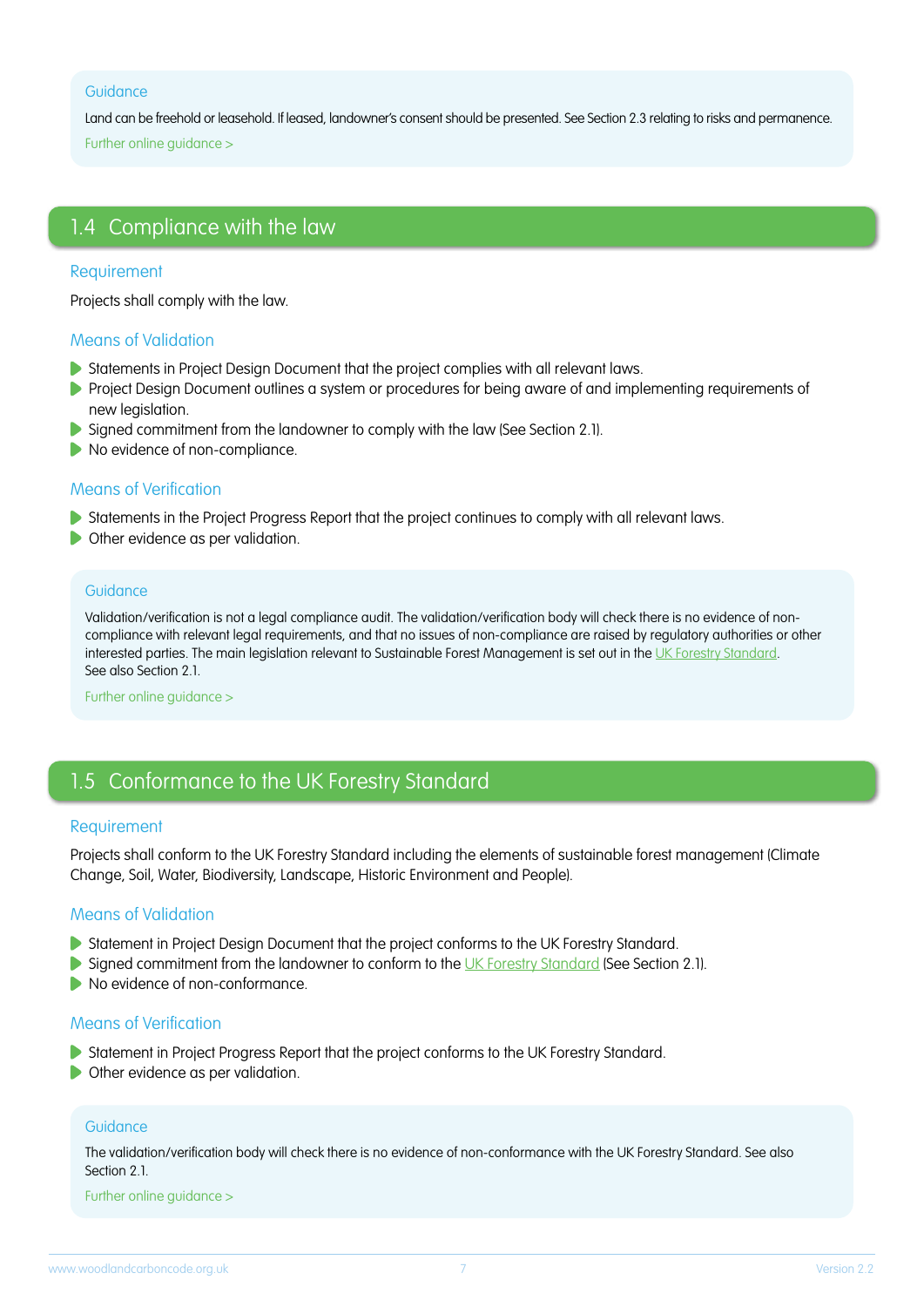### Guidance

Land can be freehold or leasehold. If leased, landowner's consent should be presented. See Section 2.3 relating to risks and permanence.

Further online guidance >

## 1.4 Compliance with the law

### Requirement

Projects shall comply with the law.

### Means of Validation

- Statements in Project Design Document that the project complies with all relevant laws.
- Project Design Document outlines a system or procedures for being aware of and implementing requirements of new legislation.
- Signed commitment from the landowner to comply with the law (See Section 2.1).
- No evidence of non-compliance.

### Means of Verification

- Statements in the Project Progress Report that the project continues to comply with all relevant laws.
- Other evidence as per validation.

### Guidance

Validation/verification is not a legal compliance audit. The validation/verification body will check there is no evidence of non-compliance with relevant legal requirements, and that no issues of non-compliance are raised by regulatory authorities or other interested parties. The main legislation relevant to Sustainable Forest Management is set out in the UK Forestry Standard.
See also Section 2.1.

Further online guidance >

## 1.5 Conformance to the UK Forestry Standard

### Requirement

Projects shall conform to the UK Forestry Standard including the elements of sustainable forest management (Climate Change, Soil, Water, Biodiversity, Landscape, Historic Environment and People).

### Means of Validation

- Statement in Project Design Document that the project conforms to the UK Forestry Standard.
- Signed commitment from the landowner to conform to the UK Forestry Standard (See Section 2.1).
- No evidence of non-conformance.

### Means of Verification

- Statement in Project Progress Report that the project conforms to the UK Forestry Standard.
- Other evidence as per validation.

### Guidance

The validation/verification body will check there is no evidence of non-conformance with the UK Forestry Standard. See also Section 2.1.

Further online guidance >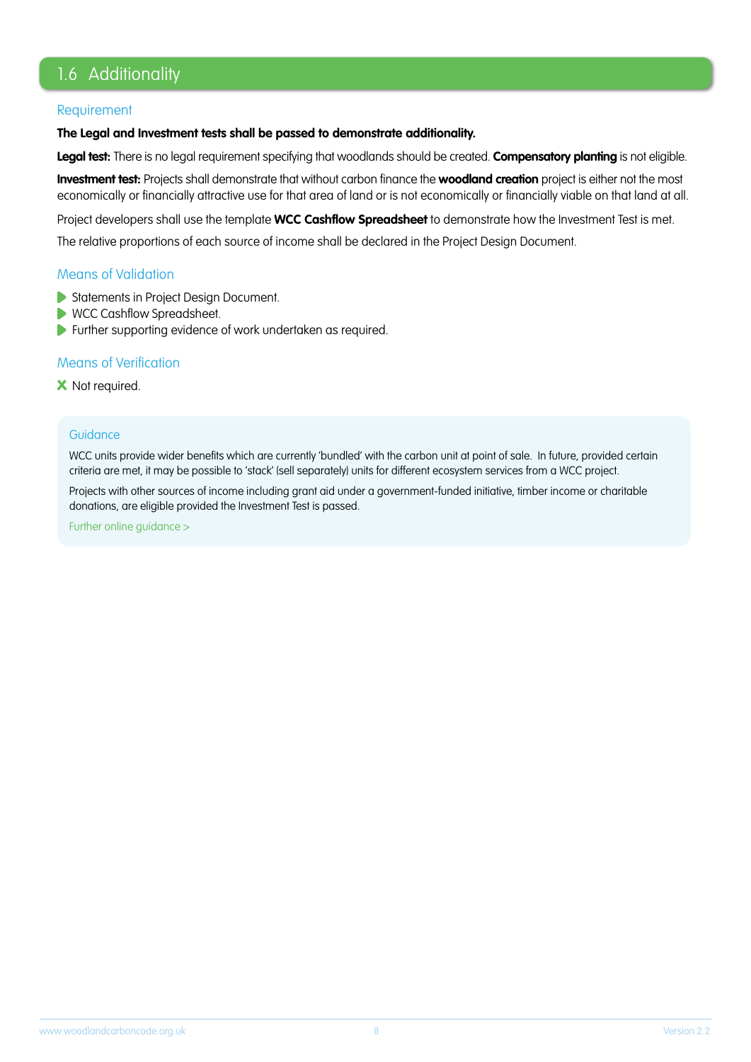## 1.6 Additionality

### Requirement

**The Legal and Investment tests shall be passed to demonstrate additionality.**

**Legal test:** There is no legal requirement specifying that woodlands should be created. **Compensatory planting** is not eligible.

**Investment test:** Projects shall demonstrate that without carbon finance the **woodland creation** project is either not the most economically or financially attractive use for that area of land or is not economically or financially viable on that land at all.

Project developers shall use the template **WCC Cashflow Spreadsheet** to demonstrate how the Investment Test is met.

The relative proportions of each source of income shall be declared in the Project Design Document.

### Means of Validation

- Statements in Project Design Document.
- WCC Cashflow Spreadsheet.
- Further supporting evidence of work undertaken as required.

### Means of Verification

- ✗ Not required.

### Guidance

WCC units provide wider benefits which are currently 'bundled' with the carbon unit at point of sale. In future, provided certain criteria are met, it may be possible to 'stack' (sell separately) units for different ecosystem services from a WCC project.

Projects with other sources of income including grant aid under a government-funded initiative, timber income or charitable donations, are eligible provided the Investment Test is passed.

Further online guidance >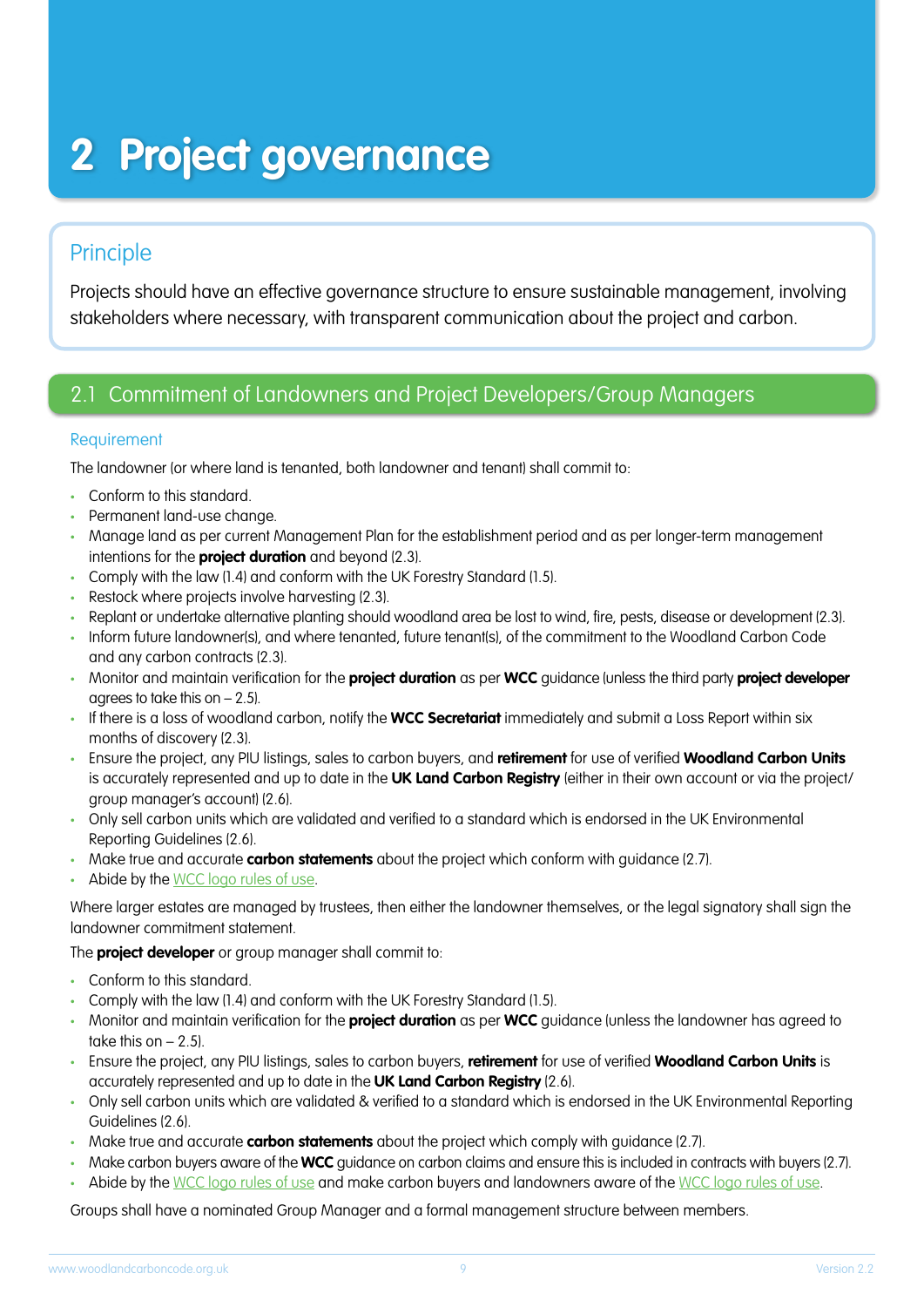# 2 Project governance

## Principle

Projects should have an effective governance structure to ensure sustainable management, involving stakeholders where necessary, with transparent communication about the project and carbon.

## 2.1 Commitment of Landowners and Project Developers/Group Managers

### Requirement

The landowner (or where land is tenanted, both landowner and tenant) shall commit to:

- Conform to this standard.
- Permanent land-use change.
- Manage land as per current Management Plan for the establishment period and as per longer-term management intentions for the **project duration** and beyond (2.3).
- Comply with the law (1.4) and conform with the UK Forestry Standard (1.5).
- Restock where projects involve harvesting (2.3).
- Replant or undertake alternative planting should woodland area be lost to wind, fire, pests, disease or development (2.3).
- Inform future landowner(s), and where tenanted, future tenant(s), of the commitment to the Woodland Carbon Code and any carbon contracts (2.3).
- Monitor and maintain verification for the **project duration** as per **WCC** guidance (unless the third party **project developer** agrees to take this on – 2.5).
- If there is a loss of woodland carbon, notify the **WCC Secretariat** immediately and submit a Loss Report within six months of discovery (2.3).
- Ensure the project, any PIU listings, sales to carbon buyers, and **retirement** for use of verified **Woodland Carbon Units** is accurately represented and up to date in the **UK Land Carbon Registry** (either in their own account or via the project/group manager's account) (2.6).
- Only sell carbon units which are validated and verified to a standard which is endorsed in the UK Environmental Reporting Guidelines (2.6).
- Make true and accurate **carbon statements** about the project which conform with guidance (2.7).
- Abide by the WCC logo rules of use.

Where larger estates are managed by trustees, then either the landowner themselves, or the legal signatory shall sign the landowner commitment statement.

The **project developer** or group manager shall commit to:

- Conform to this standard.
- Comply with the law (1.4) and conform with the UK Forestry Standard (1.5).
- Monitor and maintain verification for the **project duration** as per **WCC** guidance (unless the landowner has agreed to take this on – 2.5).
- Ensure the project, any PIU listings, sales to carbon buyers, **retirement** for use of verified **Woodland Carbon Units** is accurately represented and up to date in the **UK Land Carbon Registry** (2.6).
- Only sell carbon units which are validated & verified to a standard which is endorsed in the UK Environmental Reporting Guidelines (2.6).
- Make true and accurate **carbon statements** about the project which comply with guidance (2.7).
- Make carbon buyers aware of the **WCC** guidance on carbon claims and ensure this is included in contracts with buyers (2.7).
- Abide by the WCC logo rules of use and make carbon buyers and landowners aware of the WCC logo rules of use.

Groups shall have a nominated Group Manager and a formal management structure between members.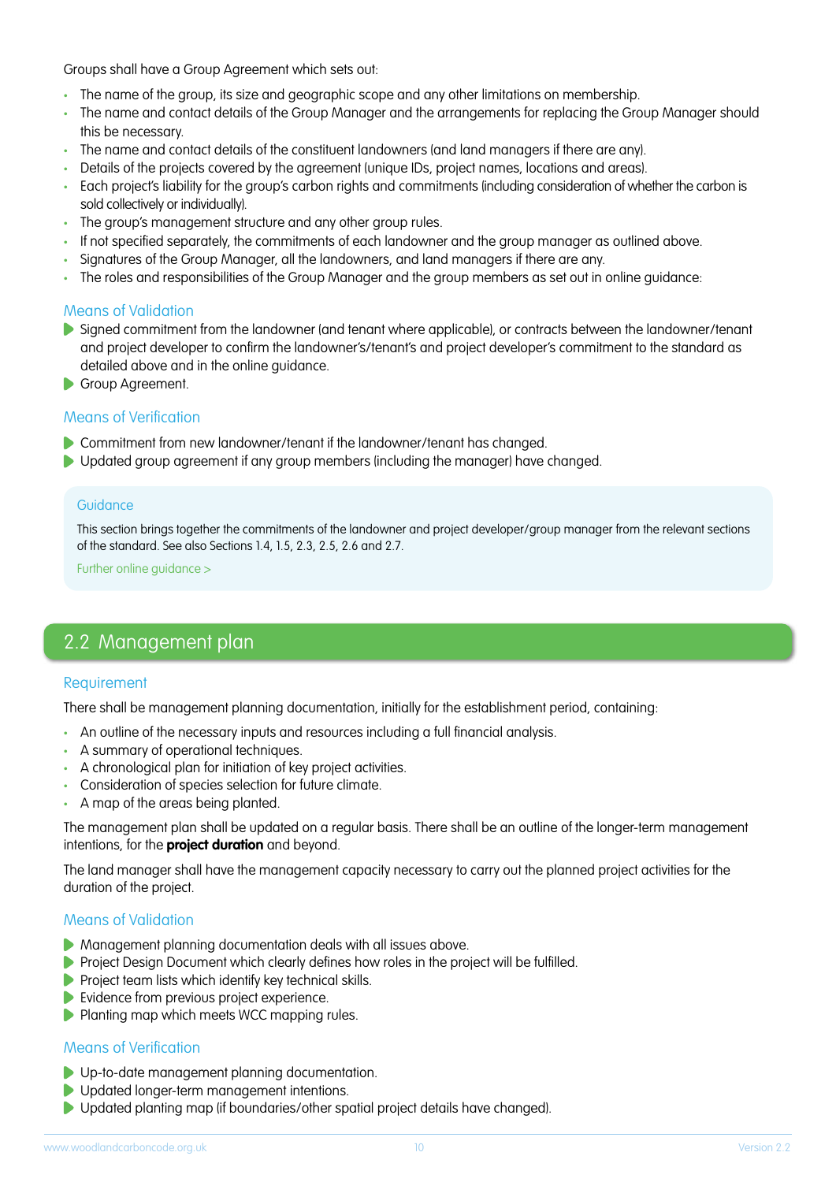Groups shall have a Group Agreement which sets out:

- The name of the group, its size and geographic scope and any other limitations on membership.
- The name and contact details of the Group Manager and the arrangements for replacing the Group Manager should this be necessary.
- The name and contact details of the constituent landowners (and land managers if there are any).
- Details of the projects covered by the agreement (unique IDs, project names, locations and areas).
- Each project's liability for the group's carbon rights and commitments (including consideration of whether the carbon is sold collectively or individually).
- The group's management structure and any other group rules.
- If not specified separately, the commitments of each landowner and the group manager as outlined above.
- Signatures of the Group Manager, all the landowners, and land managers if there are any.
- The roles and responsibilities of the Group Manager and the group members as set out in online guidance:

### Means of Validation

- Signed commitment from the landowner (and tenant where applicable), or contracts between the landowner/tenant and project developer to confirm the landowner's/tenant's and project developer's commitment to the standard as detailed above and in the online guidance.
- Group Agreement.

### Means of Verification

- Commitment from new landowner/tenant if the landowner/tenant has changed.
- Updated group agreement if any group members (including the manager) have changed.

> **Guidance**
>
> This section brings together the commitments of the landowner and project developer/group manager from the relevant sections of the standard. See also Sections 1.4, 1.5, 2.3, 2.5, 2.6 and 2.7.
>
> Further online guidance >

## 2.2 Management plan

### Requirement

There shall be management planning documentation, initially for the establishment period, containing:

- An outline of the necessary inputs and resources including a full financial analysis.
- A summary of operational techniques.
- A chronological plan for initiation of key project activities.
- Consideration of species selection for future climate.
- A map of the areas being planted.

The management plan shall be updated on a regular basis. There shall be an outline of the longer-term management intentions, for the **project duration** and beyond.

The land manager shall have the management capacity necessary to carry out the planned project activities for the duration of the project.

### Means of Validation

- Management planning documentation deals with all issues above.
- Project Design Document which clearly defines how roles in the project will be fulfilled.
- Project team lists which identify key technical skills.
- Evidence from previous project experience.
- Planting map which meets WCC mapping rules.

### Means of Verification

- Up-to-date management planning documentation.
- Updated longer-term management intentions.
- Updated planting map (if boundaries/other spatial project details have changed).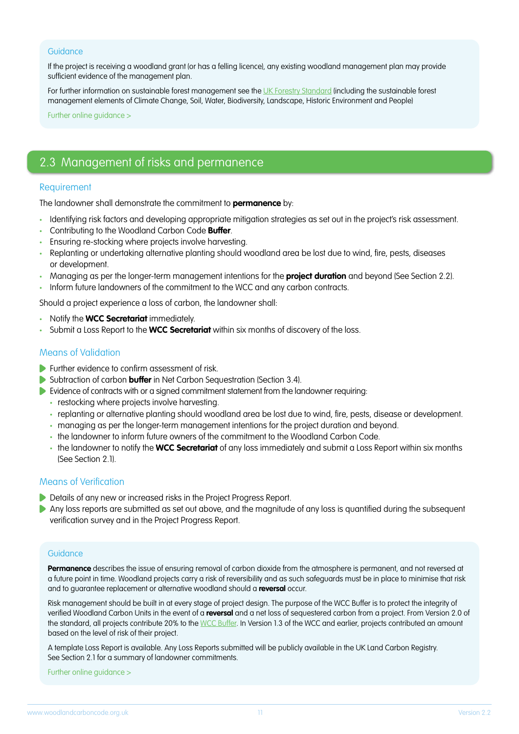### Guidance

If the project is receiving a woodland grant (or has a felling licence), any existing woodland management plan may provide sufficient evidence of the management plan.

For further information on sustainable forest management see the UK Forestry Standard (including the sustainable forest management elements of Climate Change, Soil, Water, Biodiversity, Landscape, Historic Environment and People)

Further online guidance >

## 2.3 Management of risks and permanence

### Requirement

The landowner shall demonstrate the commitment to **permanence** by:

- Identifying risk factors and developing appropriate mitigation strategies as set out in the project's risk assessment.
- Contributing to the Woodland Carbon Code **Buffer**.
- Ensuring re-stocking where projects involve harvesting.
- Replanting or undertaking alternative planting should woodland area be lost due to wind, fire, pests, diseases or development.
- Managing as per the longer-term management intentions for the **project duration** and beyond (See Section 2.2).
- Inform future landowners of the commitment to the WCC and any carbon contracts.

Should a project experience a loss of carbon, the landowner shall:

- Notify the **WCC Secretariat** immediately.
- Submit a Loss Report to the **WCC Secretariat** within six months of discovery of the loss.

### Means of Validation

- Further evidence to confirm assessment of risk.
- Subtraction of carbon **buffer** in Net Carbon Sequestration (Section 3.4).
- Evidence of contracts with or a signed commitment statement from the landowner requiring:
  - restocking where projects involve harvesting.
  - replanting or alternative planting should woodland area be lost due to wind, fire, pests, disease or development.
  - managing as per the longer-term management intentions for the project duration and beyond.
  - the landowner to inform future owners of the commitment to the Woodland Carbon Code.
  - the landowner to notify the **WCC Secretariat** of any loss immediately and submit a Loss Report within six months (See Section 2.1).

### Means of Verification

- Details of any new or increased risks in the Project Progress Report.
- Any loss reports are submitted as set out above, and the magnitude of any loss is quantified during the subsequent verification survey and in the Project Progress Report.

### Guidance

**Permanence** describes the issue of ensuring removal of carbon dioxide from the atmosphere is permanent, and not reversed at a future point in time. Woodland projects carry a risk of reversibility and as such safeguards must be in place to minimise that risk and to guarantee replacement or alternative woodland should a **reversal** occur.

Risk management should be built in at every stage of project design. The purpose of the WCC Buffer is to protect the integrity of verified Woodland Carbon Units in the event of a **reversal** and a net loss of sequestered carbon from a project. From Version 2.0 of the standard, all projects contribute 20% to the WCC Buffer. In Version 1.3 of the WCC and earlier, projects contributed an amount based on the level of risk of their project.

A template Loss Report is available. Any Loss Reports submitted will be publicly available in the UK Land Carbon Registry. See Section 2.1 for a summary of landowner commitments.

Further online guidance >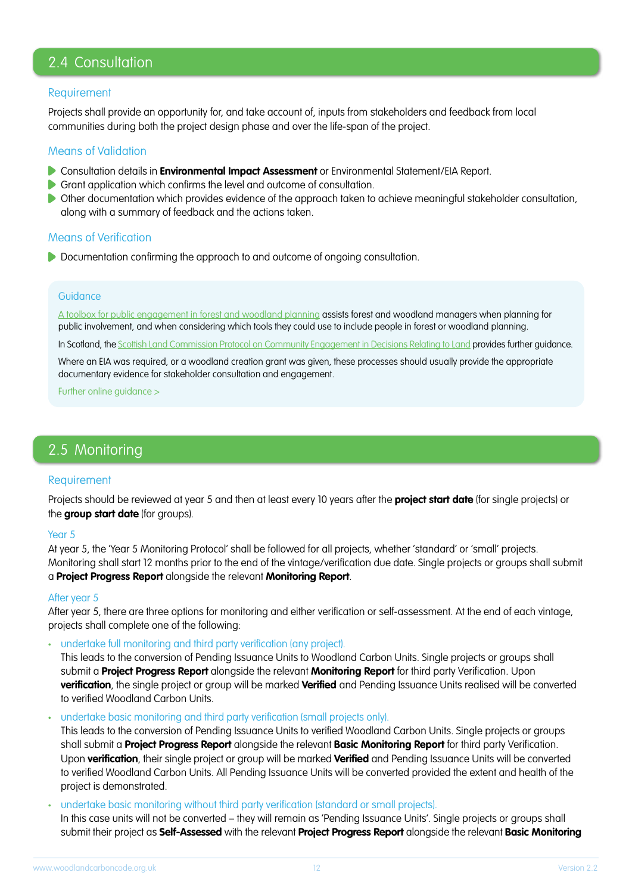## 2.4 Consultation

### Requirement

Projects shall provide an opportunity for, and take account of, inputs from stakeholders and feedback from local communities during both the project design phase and over the life-span of the project.

### Means of Validation

- Consultation details in **Environmental Impact Assessment** or Environmental Statement/EIA Report.
- Grant application which confirms the level and outcome of consultation.
- Other documentation which provides evidence of the approach taken to achieve meaningful stakeholder consultation, along with a summary of feedback and the actions taken.

### Means of Verification

- Documentation confirming the approach to and outcome of ongoing consultation.

#### Guidance

A toolbox for public engagement in forest and woodland planning assists forest and woodland managers when planning for public involvement, and when considering which tools they could use to include people in forest or woodland planning.

In Scotland, the Scottish Land Commission Protocol on Community Engagement in Decisions Relating to Land provides further guidance.

Where an EIA was required, or a woodland creation grant was given, these processes should usually provide the appropriate documentary evidence for stakeholder consultation and engagement.

Further online guidance >

## 2.5 Monitoring

### Requirement

Projects should be reviewed at year 5 and then at least every 10 years after the **project start date** (for single projects) or the **group start date** (for groups).

#### Year 5

At year 5, the 'Year 5 Monitoring Protocol' shall be followed for all projects, whether 'standard' or 'small' projects. Monitoring shall start 12 months prior to the end of the vintage/verification due date. Single projects or groups shall submit a **Project Progress Report** alongside the relevant **Monitoring Report**.

#### After year 5

After year 5, there are three options for monitoring and either verification or self-assessment. At the end of each vintage, projects shall complete one of the following:

- undertake full monitoring and third party verification (any project).
  This leads to the conversion of Pending Issuance Units to Woodland Carbon Units. Single projects or groups shall submit a **Project Progress Report** alongside the relevant **Monitoring Report** for third party Verification. Upon **verification**, the single project or group will be marked **Verified** and Pending Issuance Units realised will be converted to verified Woodland Carbon Units.
- undertake basic monitoring and third party verification (small projects only).
  This leads to the conversion of Pending Issuance Units to verified Woodland Carbon Units. Single projects or groups shall submit a **Project Progress Report** alongside the relevant **Basic Monitoring Report** for third party Verification. Upon **verification**, their single project or group will be marked **Verified** and Pending Issuance Units will be converted to verified Woodland Carbon Units. All Pending Issuance Units will be converted provided the extent and health of the project is demonstrated.
- undertake basic monitoring without third party verification (standard or small projects).
  In this case units will not be converted – they will remain as 'Pending Issuance Units'. Single projects or groups shall submit their project as **Self-Assessed** with the relevant **Project Progress Report** alongside the relevant **Basic Monitoring**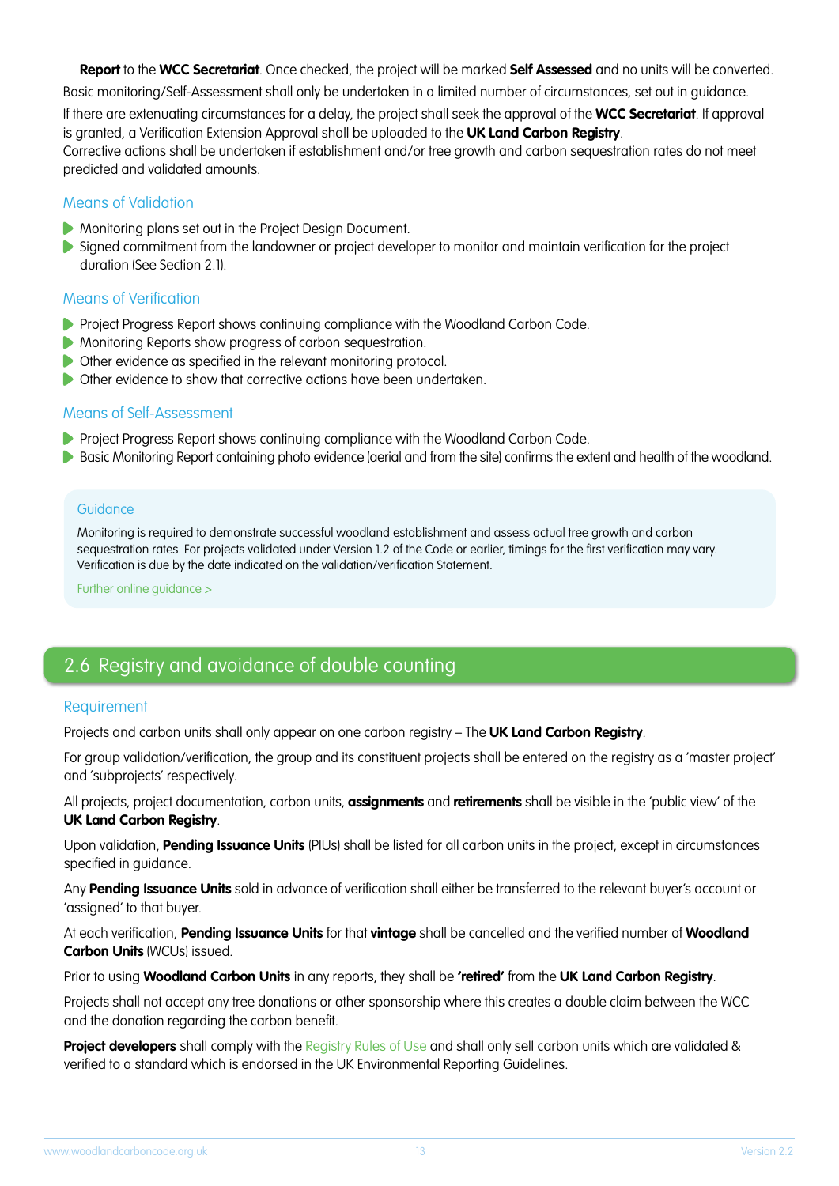**Report** to the **WCC Secretariat**. Once checked, the project will be marked **Self Assessed** and no units will be converted.

Basic monitoring/Self-Assessment shall only be undertaken in a limited number of circumstances, set out in guidance.

If there are extenuating circumstances for a delay, the project shall seek the approval of the **WCC Secretariat**. If approval is granted, a Verification Extension Approval shall be uploaded to the **UK Land Carbon Registry**.

Corrective actions shall be undertaken if establishment and/or tree growth and carbon sequestration rates do not meet predicted and validated amounts.

### Means of Validation

- Monitoring plans set out in the Project Design Document.
- Signed commitment from the landowner or project developer to monitor and maintain verification for the project duration (See Section 2.1).

### Means of Verification

- Project Progress Report shows continuing compliance with the Woodland Carbon Code.
- Monitoring Reports show progress of carbon sequestration.
- Other evidence as specified in the relevant monitoring protocol.
- Other evidence to show that corrective actions have been undertaken.

### Means of Self-Assessment

- Project Progress Report shows continuing compliance with the Woodland Carbon Code.
- Basic Monitoring Report containing photo evidence (aerial and from the site) confirms the extent and health of the woodland.

> **Guidance**
>
> Monitoring is required to demonstrate successful woodland establishment and assess actual tree growth and carbon sequestration rates. For projects validated under Version 1.2 of the Code or earlier, timings for the first verification may vary. Verification is due by the date indicated on the validation/verification Statement.
>
> Further online guidance >

## 2.6 Registry and avoidance of double counting

### Requirement

Projects and carbon units shall only appear on one carbon registry – The **UK Land Carbon Registry**.

For group validation/verification, the group and its constituent projects shall be entered on the registry as a 'master project' and 'subprojects' respectively.

All projects, project documentation, carbon units, **assignments** and **retirements** shall be visible in the 'public view' of the **UK Land Carbon Registry**.

Upon validation, **Pending Issuance Units** (PIUs) shall be listed for all carbon units in the project, except in circumstances specified in guidance.

Any **Pending Issuance Units** sold in advance of verification shall either be transferred to the relevant buyer's account or 'assigned' to that buyer.

At each verification, **Pending Issuance Units** for that **vintage** shall be cancelled and the verified number of **Woodland Carbon Units** (WCUs) issued.

Prior to using **Woodland Carbon Units** in any reports, they shall be **'retired'** from the **UK Land Carbon Registry**.

Projects shall not accept any tree donations or other sponsorship where this creates a double claim between the WCC and the donation regarding the carbon benefit.

**Project developers** shall comply with the Registry Rules of Use and shall only sell carbon units which are validated & verified to a standard which is endorsed in the UK Environmental Reporting Guidelines.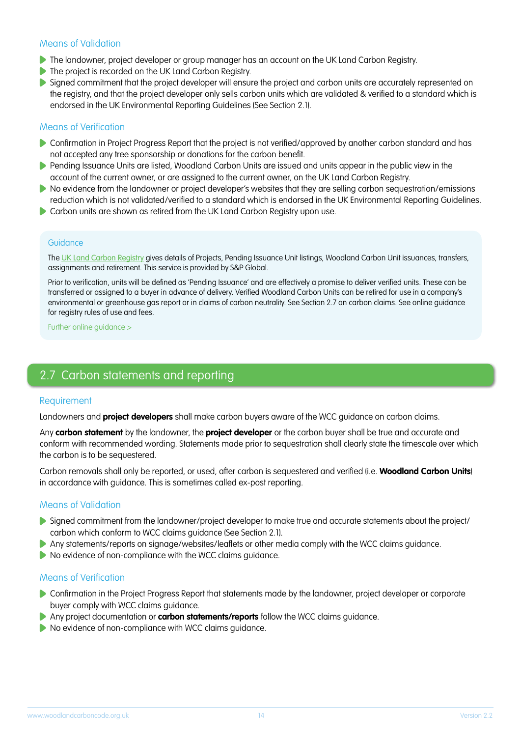### Means of Validation

- The landowner, project developer or group manager has an account on the UK Land Carbon Registry.
- The project is recorded on the UK Land Carbon Registry.
- Signed commitment that the project developer will ensure the project and carbon units are accurately represented on the registry, and that the project developer only sells carbon units which are validated & verified to a standard which is endorsed in the UK Environmental Reporting Guidelines (See Section 2.1).

### Means of Verification

- Confirmation in Project Progress Report that the project is not verified/approved by another carbon standard and has not accepted any tree sponsorship or donations for the carbon benefit.
- Pending Issuance Units are listed, Woodland Carbon Units are issued and units appear in the public view in the account of the current owner, or are assigned to the current owner, on the UK Land Carbon Registry.
- No evidence from the landowner or project developer's websites that they are selling carbon sequestration/emissions reduction which is not validated/verified to a standard which is endorsed in the UK Environmental Reporting Guidelines.
- Carbon units are shown as retired from the UK Land Carbon Registry upon use.

#### Guidance

The UK Land Carbon Registry gives details of Projects, Pending Issuance Unit listings, Woodland Carbon Unit issuances, transfers, assignments and retirement. This service is provided by S&P Global.

Prior to verification, units will be defined as 'Pending Issuance' and are effectively a promise to deliver verified units. These can be transferred or assigned to a buyer in advance of delivery. Verified Woodland Carbon Units can be retired for use in a company's environmental or greenhouse gas report or in claims of carbon neutrality. See Section 2.7 on carbon claims. See online guidance for registry rules of use and fees.

Further online guidance >

## 2.7 Carbon statements and reporting

### Requirement

Landowners and **project developers** shall make carbon buyers aware of the WCC guidance on carbon claims.

Any **carbon statement** by the landowner, the **project developer** or the carbon buyer shall be true and accurate and conform with recommended wording. Statements made prior to sequestration shall clearly state the timescale over which the carbon is to be sequestered.

Carbon removals shall only be reported, or used, after carbon is sequestered and verified (i.e. **Woodland Carbon Units**) in accordance with guidance. This is sometimes called ex-post reporting.

### Means of Validation

- Signed commitment from the landowner/project developer to make true and accurate statements about the project/carbon which conform to WCC claims guidance (See Section 2.1).
- Any statements/reports on signage/websites/leaflets or other media comply with the WCC claims guidance.
- No evidence of non-compliance with the WCC claims guidance.

### Means of Verification

- Confirmation in the Project Progress Report that statements made by the landowner, project developer or corporate buyer comply with WCC claims guidance.
- Any project documentation or **carbon statements/reports** follow the WCC claims guidance.
- No evidence of non-compliance with WCC claims guidance.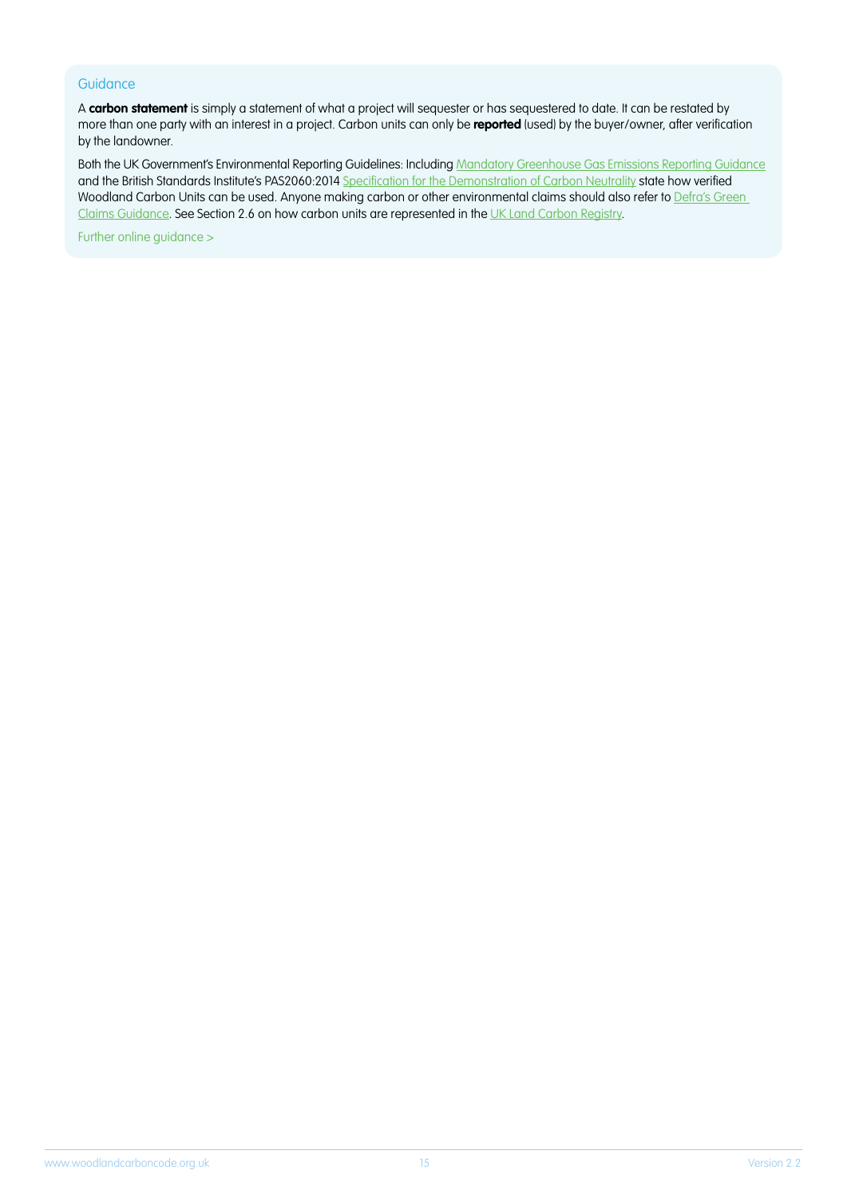### Guidance

A **carbon statement** is simply a statement of what a project will sequester or has sequestered to date. It can be restated by more than one party with an interest in a project. Carbon units can only be **reported** (used) by the buyer/owner, after verification by the landowner.

Both the UK Government's Environmental Reporting Guidelines: Including Mandatory Greenhouse Gas Emissions Reporting Guidance and the British Standards Institute's PAS2060:2014 Specification for the Demonstration of Carbon Neutrality state how verified Woodland Carbon Units can be used. Anyone making carbon or other environmental claims should also refer to Defra's Green Claims Guidance. See Section 2.6 on how carbon units are represented in the UK Land Carbon Registry.

Further online guidance >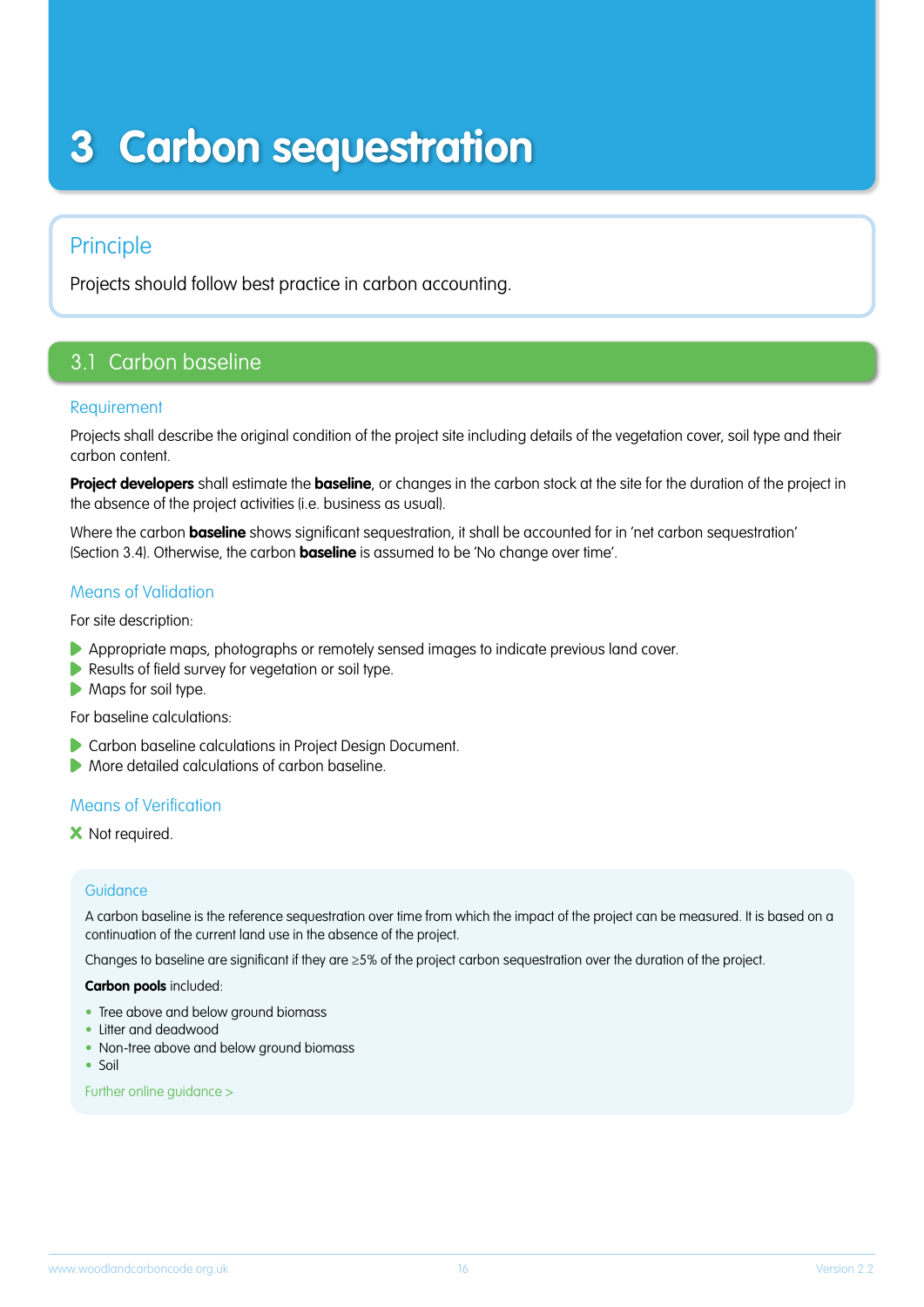# 3 Carbon sequestration

## Principle

Projects should follow best practice in carbon accounting.

## 3.1 Carbon baseline

### Requirement

Projects shall describe the original condition of the project site including details of the vegetation cover, soil type and their carbon content.

**Project developers** shall estimate the **baseline**, or changes in the carbon stock at the site for the duration of the project in the absence of the project activities (i.e. business as usual).

Where the carbon **baseline** shows significant sequestration, it shall be accounted for in 'net carbon sequestration' (Section 3.4). Otherwise, the carbon **baseline** is assumed to be 'No change over time'.

### Means of Validation

For site description:

- Appropriate maps, photographs or remotely sensed images to indicate previous land cover.
- Results of field survey for vegetation or soil type.
- Maps for soil type.

For baseline calculations:

- Carbon baseline calculations in Project Design Document.
- More detailed calculations of carbon baseline.

### Means of Verification

✗ Not required.

### Guidance

A carbon baseline is the reference sequestration over time from which the impact of the project can be measured. It is based on a continuation of the current land use in the absence of the project.

Changes to baseline are significant if they are ≥5% of the project carbon sequestration over the duration of the project.

**Carbon pools** included:

- Tree above and below ground biomass
- Litter and deadwood
- Non-tree above and below ground biomass
- Soil

Further online guidance >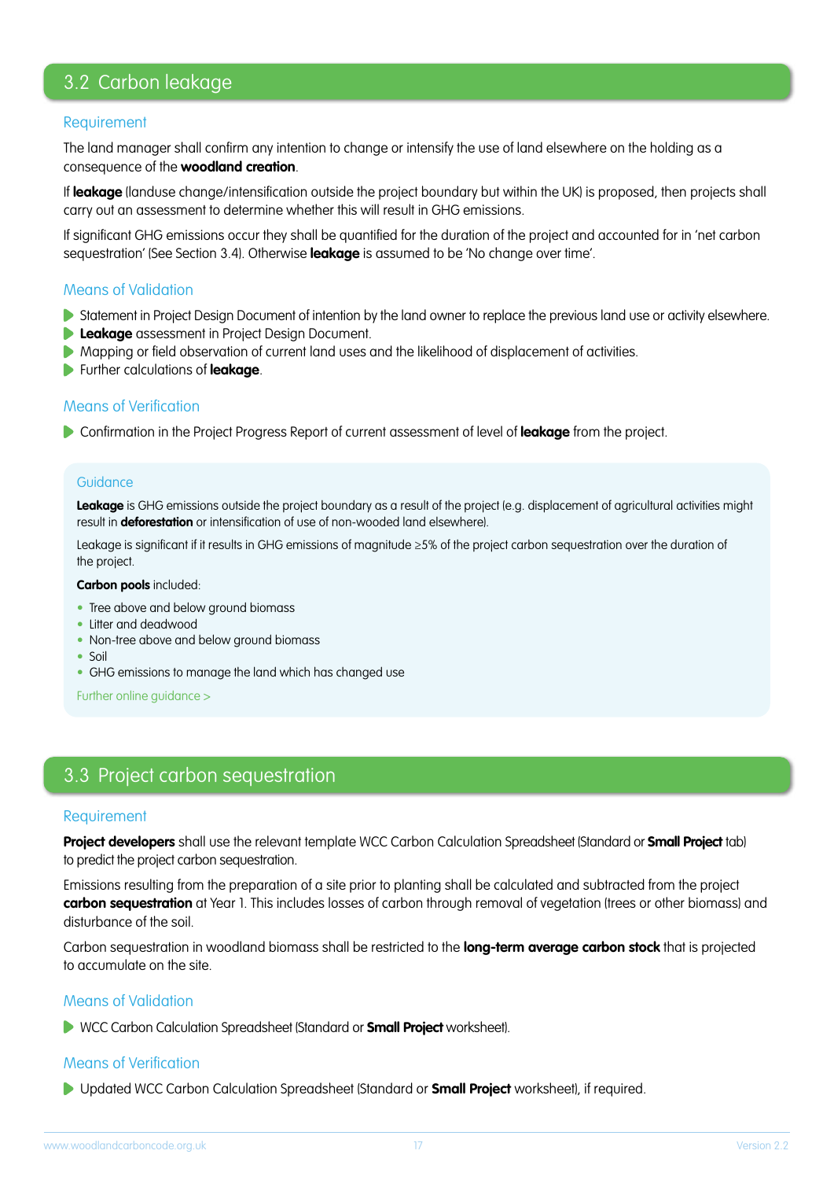## 3.2 Carbon leakage

### Requirement

The land manager shall confirm any intention to change or intensify the use of land elsewhere on the holding as a consequence of the **woodland creation**.

If **leakage** (landuse change/intensification outside the project boundary but within the UK) is proposed, then projects shall carry out an assessment to determine whether this will result in GHG emissions.

If significant GHG emissions occur they shall be quantified for the duration of the project and accounted for in 'net carbon sequestration' (See Section 3.4). Otherwise **leakage** is assumed to be 'No change over time'.

### Means of Validation

- Statement in Project Design Document of intention by the land owner to replace the previous land use or activity elsewhere.
- **Leakage** assessment in Project Design Document.
- Mapping or field observation of current land uses and the likelihood of displacement of activities.
- Further calculations of **leakage**.

### Means of Verification

- Confirmation in the Project Progress Report of current assessment of level of **leakage** from the project.

### Guidance

**Leakage** is GHG emissions outside the project boundary as a result of the project (e.g. displacement of agricultural activities might result in **deforestation** or intensification of use of non-wooded land elsewhere).

Leakage is significant if it results in GHG emissions of magnitude ≥5% of the project carbon sequestration over the duration of the project.

**Carbon pools** included:

- Tree above and below ground biomass
- Litter and deadwood
- Non-tree above and below ground biomass
- Soil
- GHG emissions to manage the land which has changed use

Further online guidance >

## 3.3 Project carbon sequestration

### Requirement

**Project developers** shall use the relevant template WCC Carbon Calculation Spreadsheet (Standard or **Small Project** tab) to predict the project carbon sequestration.

Emissions resulting from the preparation of a site prior to planting shall be calculated and subtracted from the project **carbon sequestration** at Year 1. This includes losses of carbon through removal of vegetation (trees or other biomass) and disturbance of the soil.

Carbon sequestration in woodland biomass shall be restricted to the **long-term average carbon stock** that is projected to accumulate on the site.

### Means of Validation

- WCC Carbon Calculation Spreadsheet (Standard or **Small Project** worksheet).

### Means of Verification

- Updated WCC Carbon Calculation Spreadsheet (Standard or **Small Project** worksheet), if required.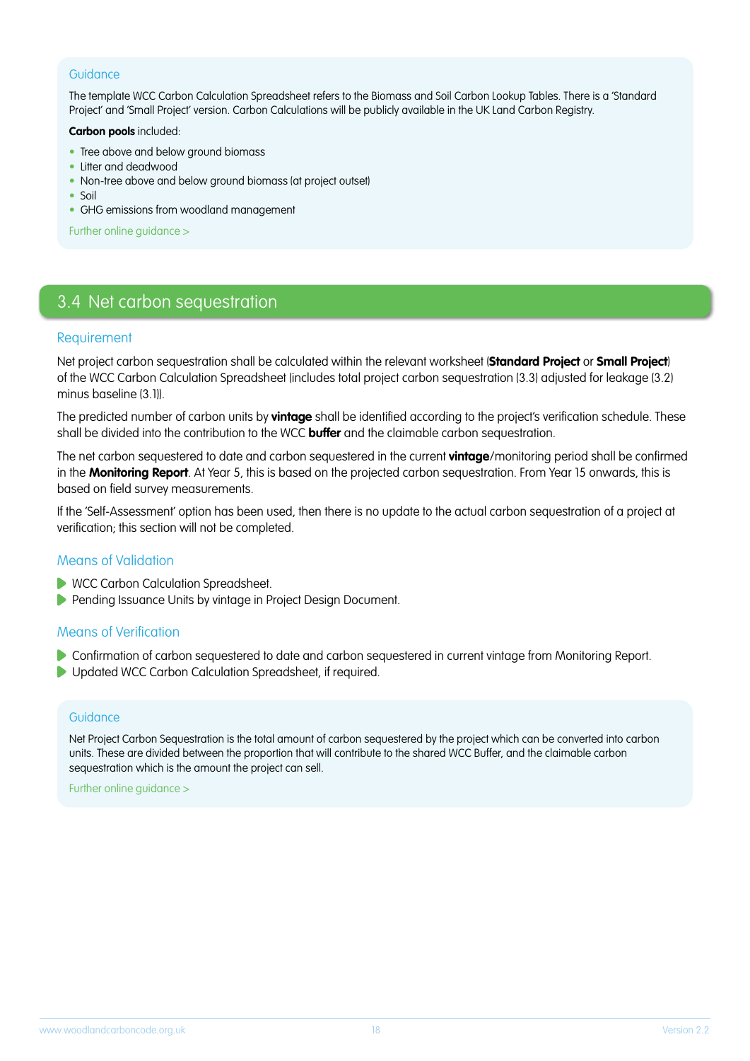### Guidance

The template WCC Carbon Calculation Spreadsheet refers to the Biomass and Soil Carbon Lookup Tables. There is a 'Standard Project' and 'Small Project' version. Carbon Calculations will be publicly available in the UK Land Carbon Registry.

**Carbon pools** included:

- Tree above and below ground biomass
- Litter and deadwood
- Non-tree above and below ground biomass (at project outset)
- Soil
- GHG emissions from woodland management

Further online guidance >

## 3.4 Net carbon sequestration

### Requirement

Net project carbon sequestration shall be calculated within the relevant worksheet (**Standard Project** or **Small Project**) of the WCC Carbon Calculation Spreadsheet (includes total project carbon sequestration (3.3) adjusted for leakage (3.2) minus baseline (3.1)).

The predicted number of carbon units by **vintage** shall be identified according to the project's verification schedule. These shall be divided into the contribution to the WCC **buffer** and the claimable carbon sequestration.

The net carbon sequestered to date and carbon sequestered in the current **vintage**/monitoring period shall be confirmed in the **Monitoring Report**. At Year 5, this is based on the projected carbon sequestration. From Year 15 onwards, this is based on field survey measurements.

If the 'Self-Assessment' option has been used, then there is no update to the actual carbon sequestration of a project at verification; this section will not be completed.

### Means of Validation

- WCC Carbon Calculation Spreadsheet.
- Pending Issuance Units by vintage in Project Design Document.

### Means of Verification

- Confirmation of carbon sequestered to date and carbon sequestered in current vintage from Monitoring Report.
- Updated WCC Carbon Calculation Spreadsheet, if required.

### Guidance

Net Project Carbon Sequestration is the total amount of carbon sequestered by the project which can be converted into carbon units. These are divided between the proportion that will contribute to the shared WCC Buffer, and the claimable carbon sequestration which is the amount the project can sell.

Further online guidance >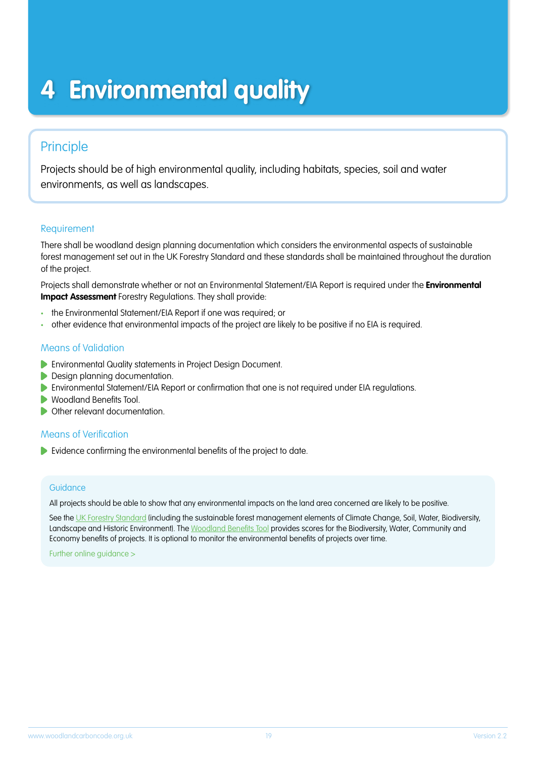# 4 Environmental quality

## Principle

Projects should be of high environmental quality, including habitats, species, soil and water environments, as well as landscapes.

### Requirement

There shall be woodland design planning documentation which considers the environmental aspects of sustainable forest management set out in the UK Forestry Standard and these standards shall be maintained throughout the duration of the project.

Projects shall demonstrate whether or not an Environmental Statement/EIA Report is required under the **Environmental Impact Assessment** Forestry Regulations. They shall provide:

- the Environmental Statement/EIA Report if one was required; or
- other evidence that environmental impacts of the project are likely to be positive if no EIA is required.

### Means of Validation

- Environmental Quality statements in Project Design Document.
- Design planning documentation.
- Environmental Statement/EIA Report or confirmation that one is not required under EIA regulations.
- Woodland Benefits Tool.
- Other relevant documentation.

### Means of Verification

- Evidence confirming the environmental benefits of the project to date.

### Guidance

All projects should be able to show that any environmental impacts on the land area concerned are likely to be positive.

See the UK Forestry Standard (including the sustainable forest management elements of Climate Change, Soil, Water, Biodiversity, Landscape and Historic Environment). The Woodland Benefits Tool provides scores for the Biodiversity, Water, Community and Economy benefits of projects. It is optional to monitor the environmental benefits of projects over time.

Further online guidance >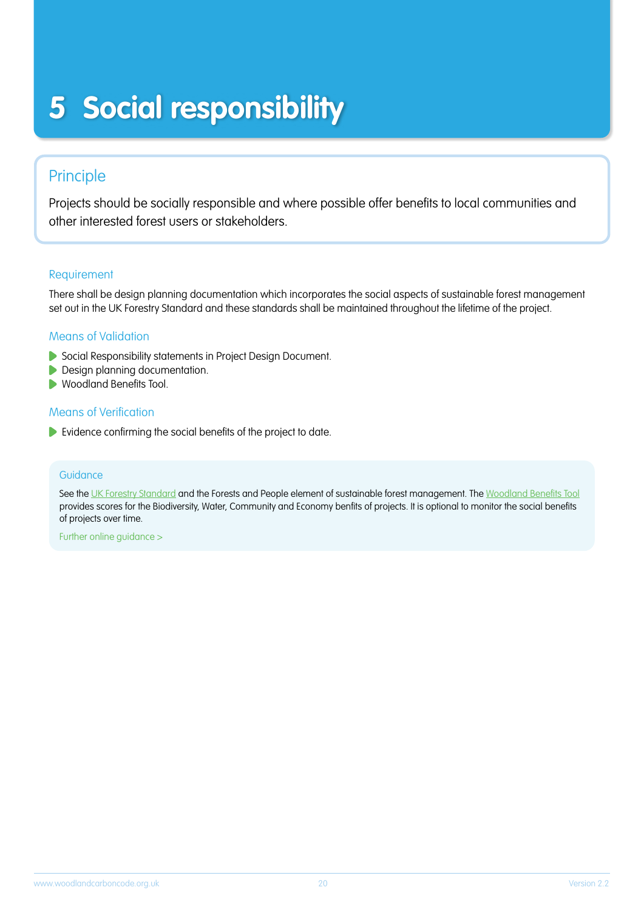# 5 Social responsibility

## Principle

Projects should be socially responsible and where possible offer benefits to local communities and other interested forest users or stakeholders.

### Requirement

There shall be design planning documentation which incorporates the social aspects of sustainable forest management set out in the UK Forestry Standard and these standards shall be maintained throughout the lifetime of the project.

### Means of Validation

- Social Responsibility statements in Project Design Document.
- Design planning documentation.
- Woodland Benefits Tool.

### Means of Verification

- Evidence confirming the social benefits of the project to date.

### Guidance

See the UK Forestry Standard and the Forests and People element of sustainable forest management. The Woodland Benefits Tool provides scores for the Biodiversity, Water, Community and Economy benfits of projects. It is optional to monitor the social benefits of projects over time.

Further online guidance >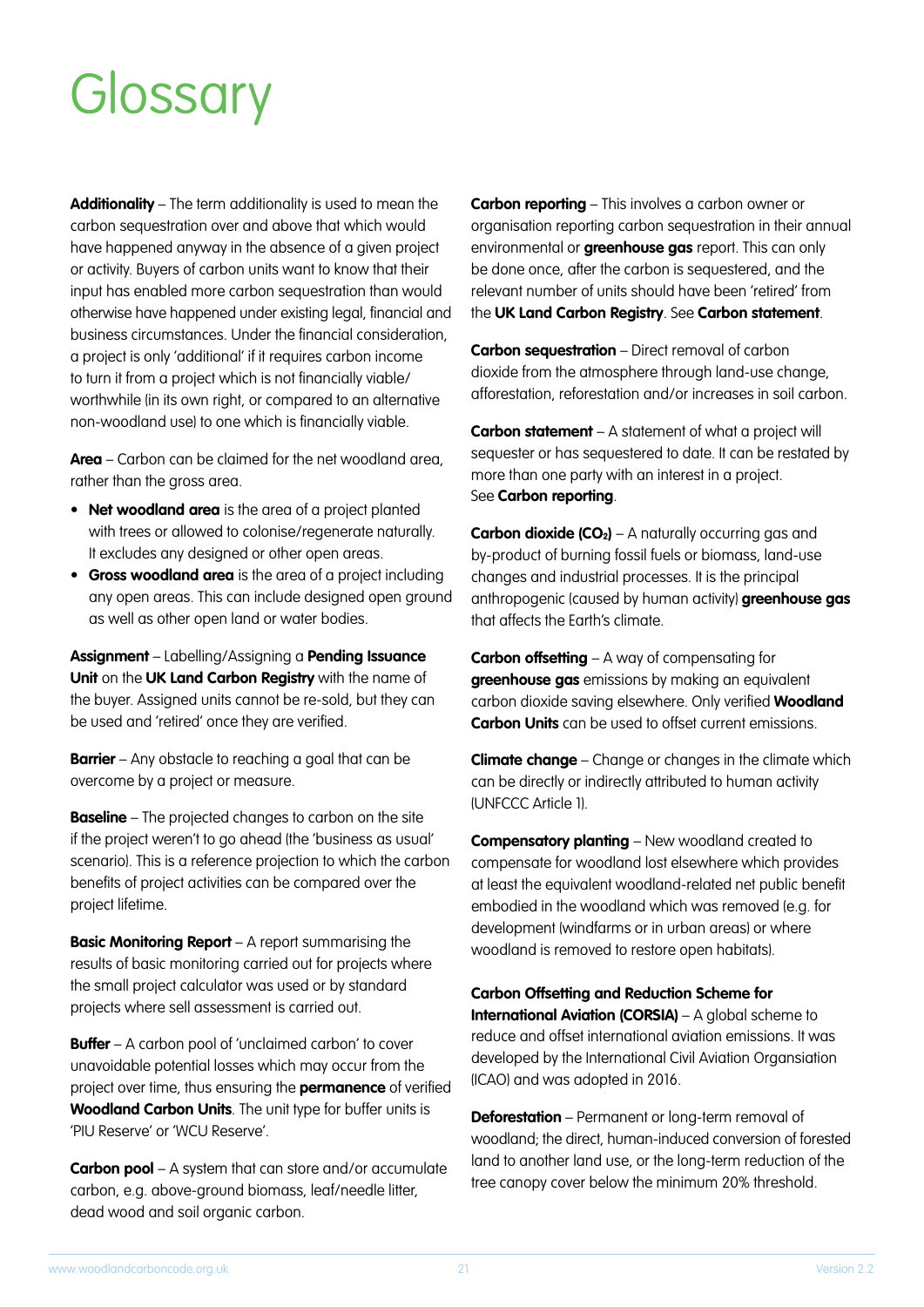# Glossary

**Additionality** – The term additionality is used to mean the carbon sequestration over and above that which would have happened anyway in the absence of a given project or activity. Buyers of carbon units want to know that their input has enabled more carbon sequestration than would otherwise have happened under existing legal, financial and business circumstances. Under the financial consideration, a project is only 'additional' if it requires carbon income to turn it from a project which is not financially viable/ worthwhile (in its own right, or compared to an alternative non-woodland use) to one which is financially viable.

**Area** – Carbon can be claimed for the net woodland area, rather than the gross area.

- **Net woodland area** is the area of a project planted with trees or allowed to colonise/regenerate naturally. It excludes any designed or other open areas.
- **Gross woodland area** is the area of a project including any open areas. This can include designed open ground as well as other open land or water bodies.

**Assignment** – Labelling/Assigning a **Pending Issuance Unit** on the **UK Land Carbon Registry** with the name of the buyer. Assigned units cannot be re-sold, but they can be used and 'retired' once they are verified.

**Barrier** – Any obstacle to reaching a goal that can be overcome by a project or measure.

**Baseline** – The projected changes to carbon on the site if the project weren't to go ahead (the 'business as usual' scenario). This is a reference projection to which the carbon benefits of project activities can be compared over the project lifetime.

**Basic Monitoring Report** – A report summarising the results of basic monitoring carried out for projects where the small project calculator was used or by standard projects where sell assessment is carried out.

**Buffer** – A carbon pool of 'unclaimed carbon' to cover unavoidable potential losses which may occur from the project over time, thus ensuring the **permanence** of verified **Woodland Carbon Units**. The unit type for buffer units is 'PIU Reserve' or 'WCU Reserve'.

**Carbon pool** – A system that can store and/or accumulate carbon, e.g. above-ground biomass, leaf/needle litter, dead wood and soil organic carbon.

**Carbon reporting** – This involves a carbon owner or organisation reporting carbon sequestration in their annual environmental or **greenhouse gas** report. This can only be done once, after the carbon is sequestered, and the relevant number of units should have been 'retired' from the **UK Land Carbon Registry**. See **Carbon statement**.

**Carbon sequestration** – Direct removal of carbon dioxide from the atmosphere through land-use change, afforestation, reforestation and/or increases in soil carbon.

**Carbon statement** – A statement of what a project will sequester or has sequestered to date. It can be restated by more than one party with an interest in a project. See **Carbon reporting**.

**Carbon dioxide ($CO_2$)** – A naturally occurring gas and by-product of burning fossil fuels or biomass, land-use changes and industrial processes. It is the principal anthropogenic (caused by human activity) **greenhouse gas** that affects the Earth's climate.

**Carbon offsetting** – A way of compensating for **greenhouse gas** emissions by making an equivalent carbon dioxide saving elsewhere. Only verified **Woodland Carbon Units** can be used to offset current emissions.

**Climate change** – Change or changes in the climate which can be directly or indirectly attributed to human activity (UNFCCC Article 1).

**Compensatory planting** – New woodland created to compensate for woodland lost elsewhere which provides at least the equivalent woodland-related net public benefit embodied in the woodland which was removed (e.g. for development (windfarms or in urban areas) or where woodland is removed to restore open habitats).

**Carbon Offsetting and Reduction Scheme for International Aviation (CORSIA)** – A global scheme to reduce and offset international aviation emissions. It was developed by the International Civil Aviation Organsiation (ICAO) and was adopted in 2016.

**Deforestation** – Permanent or long-term removal of woodland; the direct, human-induced conversion of forested land to another land use, or the long-term reduction of the tree canopy cover below the minimum 20% threshold.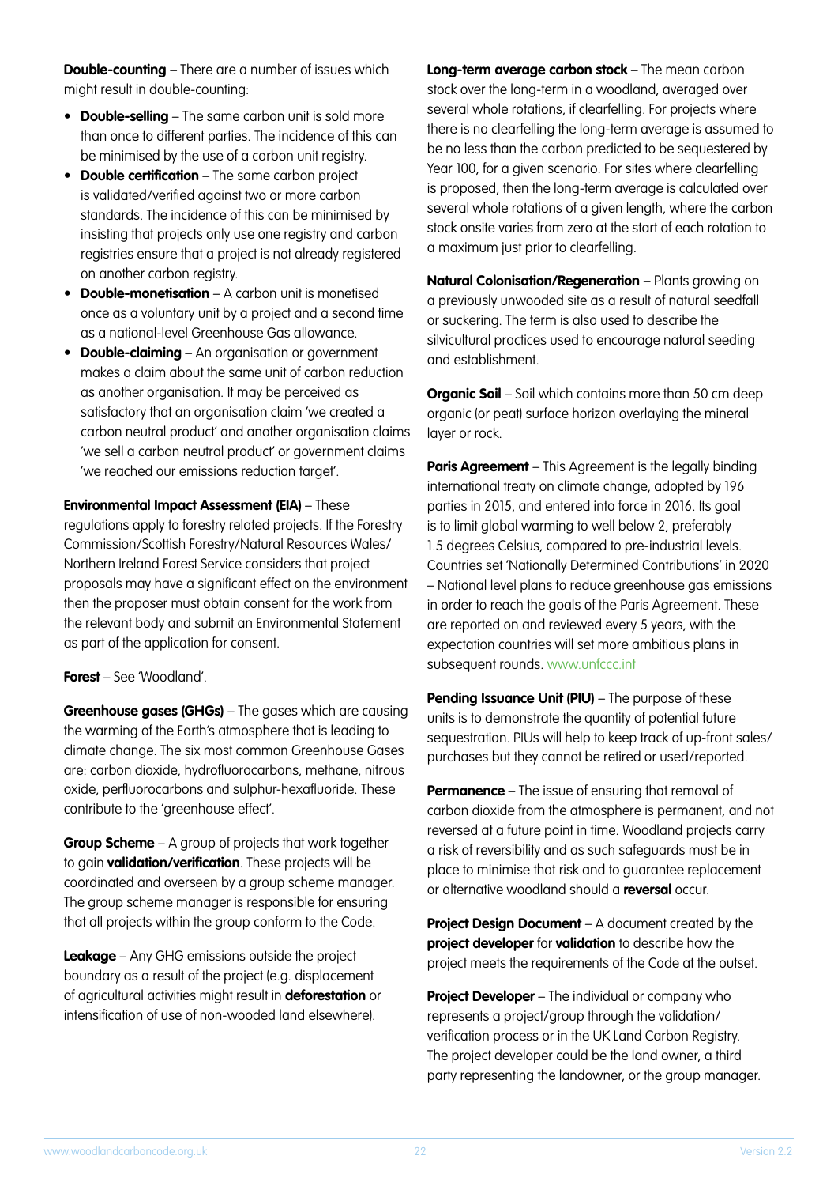**Double-counting** – There are a number of issues which might result in double-counting:

- **Double-selling** – The same carbon unit is sold more than once to different parties. The incidence of this can be minimised by the use of a carbon unit registry.
- **Double certification** – The same carbon project is validated/verified against two or more carbon standards. The incidence of this can be minimised by insisting that projects only use one registry and carbon registries ensure that a project is not already registered on another carbon registry.
- **Double-monetisation** – A carbon unit is monetised once as a voluntary unit by a project and a second time as a national-level Greenhouse Gas allowance.
- **Double-claiming** – An organisation or government makes a claim about the same unit of carbon reduction as another organisation. It may be perceived as satisfactory that an organisation claim 'we created a carbon neutral product' and another organisation claims 'we sell a carbon neutral product' or government claims 'we reached our emissions reduction target'.

**Environmental Impact Assessment (EIA)** – These regulations apply to forestry related projects. If the Forestry Commission/Scottish Forestry/Natural Resources Wales/ Northern Ireland Forest Service considers that project proposals may have a significant effect on the environment then the proposer must obtain consent for the work from the relevant body and submit an Environmental Statement as part of the application for consent.

**Forest** – See 'Woodland'.

**Greenhouse gases (GHGs)** – The gases which are causing the warming of the Earth's atmosphere that is leading to climate change. The six most common Greenhouse Gases are: carbon dioxide, hydrofluorocarbons, methane, nitrous oxide, perfluorocarbons and sulphur-hexafluoride. These contribute to the 'greenhouse effect'.

**Group Scheme** – A group of projects that work together to gain **validation/verification**. These projects will be coordinated and overseen by a group scheme manager. The group scheme manager is responsible for ensuring that all projects within the group conform to the Code.

**Leakage** – Any GHG emissions outside the project boundary as a result of the project (e.g. displacement of agricultural activities might result in **deforestation** or intensification of use of non-wooded land elsewhere).

**Long-term average carbon stock** – The mean carbon stock over the long-term in a woodland, averaged over several whole rotations, if clearfelling. For projects where there is no clearfelling the long-term average is assumed to be no less than the carbon predicted to be sequestered by Year 100, for a given scenario. For sites where clearfelling is proposed, then the long-term average is calculated over several whole rotations of a given length, where the carbon stock onsite varies from zero at the start of each rotation to a maximum just prior to clearfelling.

**Natural Colonisation/Regeneration** – Plants growing on a previously unwooded site as a result of natural seedfall or suckering. The term is also used to describe the silvicultural practices used to encourage natural seeding and establishment.

**Organic Soil** – Soil which contains more than 50 cm deep organic (or peat) surface horizon overlaying the mineral layer or rock.

**Paris Agreement** – This Agreement is the legally binding international treaty on climate change, adopted by 196 parties in 2015, and entered into force in 2016. Its goal is to limit global warming to well below 2, preferably 1.5 degrees Celsius, compared to pre-industrial levels. Countries set 'Nationally Determined Contributions' in 2020 – National level plans to reduce greenhouse gas emissions in order to reach the goals of the Paris Agreement. These are reported on and reviewed every 5 years, with the expectation countries will set more ambitious plans in subsequent rounds. www.unfccc.int

**Pending Issuance Unit (PIU)** – The purpose of these units is to demonstrate the quantity of potential future sequestration. PIUs will help to keep track of up-front sales/ purchases but they cannot be retired or used/reported.

**Permanence** – The issue of ensuring that removal of carbon dioxide from the atmosphere is permanent, and not reversed at a future point in time. Woodland projects carry a risk of reversibility and as such safeguards must be in place to minimise that risk and to guarantee replacement or alternative woodland should a **reversal** occur.

**Project Design Document** – A document created by the **project developer** for **validation** to describe how the project meets the requirements of the Code at the outset.

**Project Developer** – The individual or company who represents a project/group through the validation/ verification process or in the UK Land Carbon Registry. The project developer could be the land owner, a third party representing the landowner, or the group manager.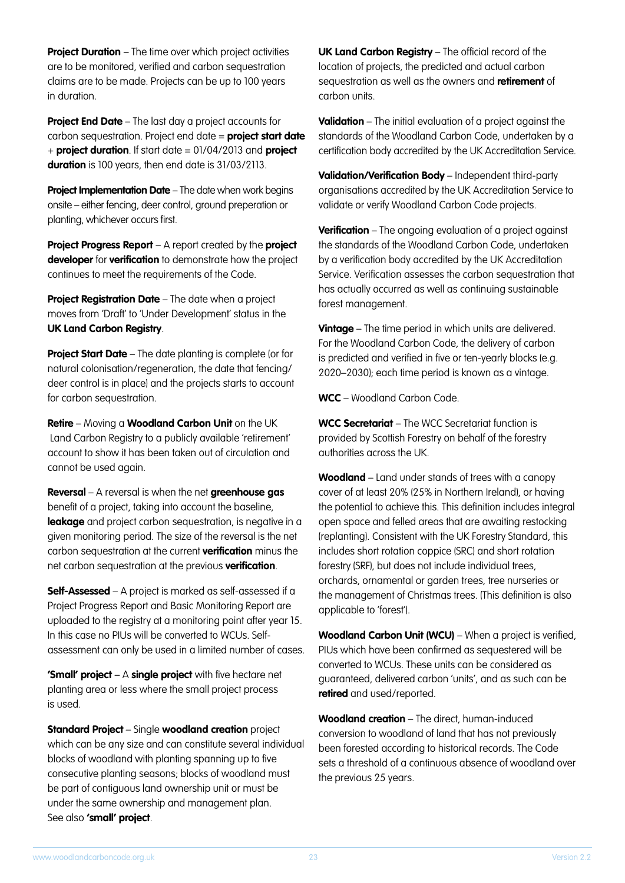**Project Duration** – The time over which project activities are to be monitored, verified and carbon sequestration claims are to be made. Projects can be up to 100 years in duration.

**Project End Date** – The last day a project accounts for carbon sequestration. Project end date = **project start date** + **project duration**. If start date = 01/04/2013 and **project duration** is 100 years, then end date is 31/03/2113.

**Project Implementation Date** – The date when work begins onsite – either fencing, deer control, ground preperation or planting, whichever occurs first.

**Project Progress Report** – A report created by the **project developer** for **verification** to demonstrate how the project continues to meet the requirements of the Code.

**Project Registration Date** – The date when a project moves from 'Draft' to 'Under Development' status in the **UK Land Carbon Registry**.

**Project Start Date** – The date planting is complete (or for natural colonisation/regeneration, the date that fencing/deer control is in place) and the projects starts to account for carbon sequestration.

**Retire** – Moving a **Woodland Carbon Unit** on the UK Land Carbon Registry to a publicly available 'retirement' account to show it has been taken out of circulation and cannot be used again.

**Reversal** – A reversal is when the net **greenhouse gas** benefit of a project, taking into account the baseline, **leakage** and project carbon sequestration, is negative in a given monitoring period. The size of the reversal is the net carbon sequestration at the current **verification** minus the net carbon sequestration at the previous **verification**.

**Self-Assessed** – A project is marked as self-assessed if a Project Progress Report and Basic Monitoring Report are uploaded to the registry at a monitoring point after year 15. In this case no PIUs will be converted to WCUs. Self-assessment can only be used in a limited number of cases.

**'Small' project** – A **single project** with five hectare net planting area or less where the small project process is used.

**Standard Project** – Single **woodland creation** project which can be any size and can constitute several individual blocks of woodland with planting spanning up to five consecutive planting seasons; blocks of woodland must be part of contiguous land ownership unit or must be under the same ownership and management plan. See also **'small' project**.

**UK Land Carbon Registry** – The official record of the location of projects, the predicted and actual carbon sequestration as well as the owners and **retirement** of carbon units.

**Validation** – The initial evaluation of a project against the standards of the Woodland Carbon Code, undertaken by a certification body accredited by the UK Accreditation Service.

**Validation/Verification Body** – Independent third-party organisations accredited by the UK Accreditation Service to validate or verify Woodland Carbon Code projects.

**Verification** – The ongoing evaluation of a project against the standards of the Woodland Carbon Code, undertaken by a verification body accredited by the UK Accreditation Service. Verification assesses the carbon sequestration that has actually occurred as well as continuing sustainable forest management.

**Vintage** – The time period in which units are delivered. For the Woodland Carbon Code, the delivery of carbon is predicted and verified in five or ten-yearly blocks (e.g. 2020–2030); each time period is known as a vintage.

**WCC** – Woodland Carbon Code.

**WCC Secretariat** – The WCC Secretariat function is provided by Scottish Forestry on behalf of the forestry authorities across the UK.

**Woodland** – Land under stands of trees with a canopy cover of at least 20% (25% in Northern Ireland), or having the potential to achieve this. This definition includes integral open space and felled areas that are awaiting restocking (replanting). Consistent with the UK Forestry Standard, this includes short rotation coppice (SRC) and short rotation forestry (SRF), but does not include individual trees, orchards, ornamental or garden trees, tree nurseries or the management of Christmas trees. (This definition is also applicable to 'forest').

**Woodland Carbon Unit (WCU)** – When a project is verified, PIUs which have been confirmed as sequestered will be converted to WCUs. These units can be considered as guaranteed, delivered carbon 'units', and as such can be **retired** and used/reported.

**Woodland creation** – The direct, human-induced conversion to woodland of land that has not previously been forested according to historical records. The Code sets a threshold of a continuous absence of woodland over the previous 25 years.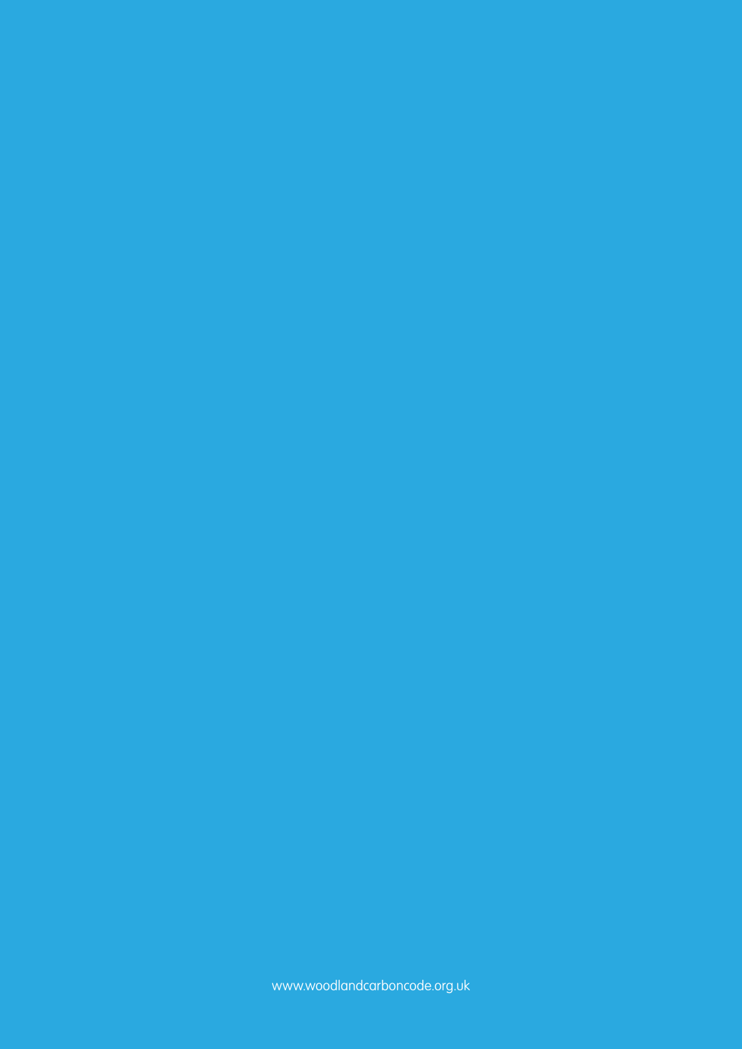www.woodlandcarboncode.org.uk